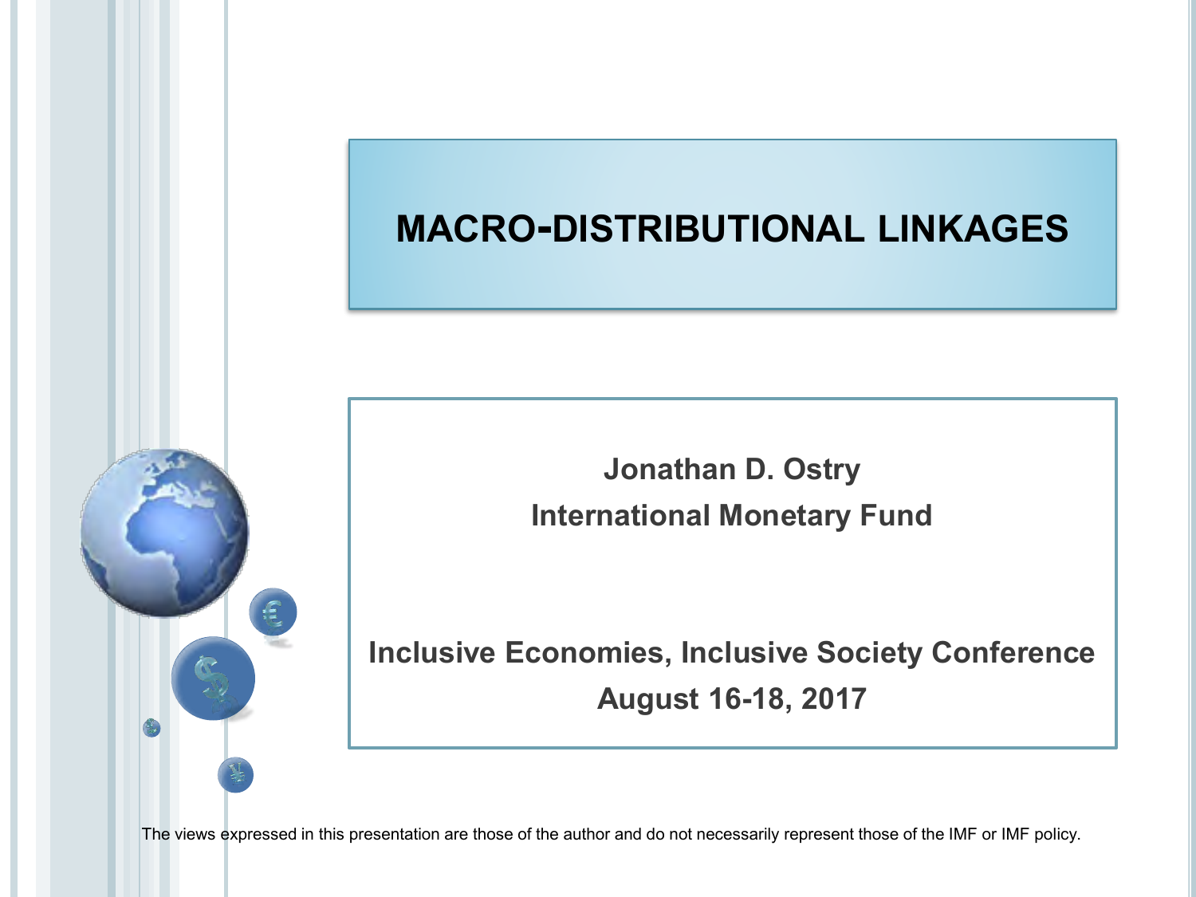# MACRO-DISTRIBUTIONAL LINKAGES

**Jonathan D. Ostry**

**International Monetary Fund**

**Inclusive Economies, Inclusive Society Conference**

**August 16-18, 2017**

The views expressed in this presentation are those of the author and do not necessarily represent those of the IMF or IMF policy.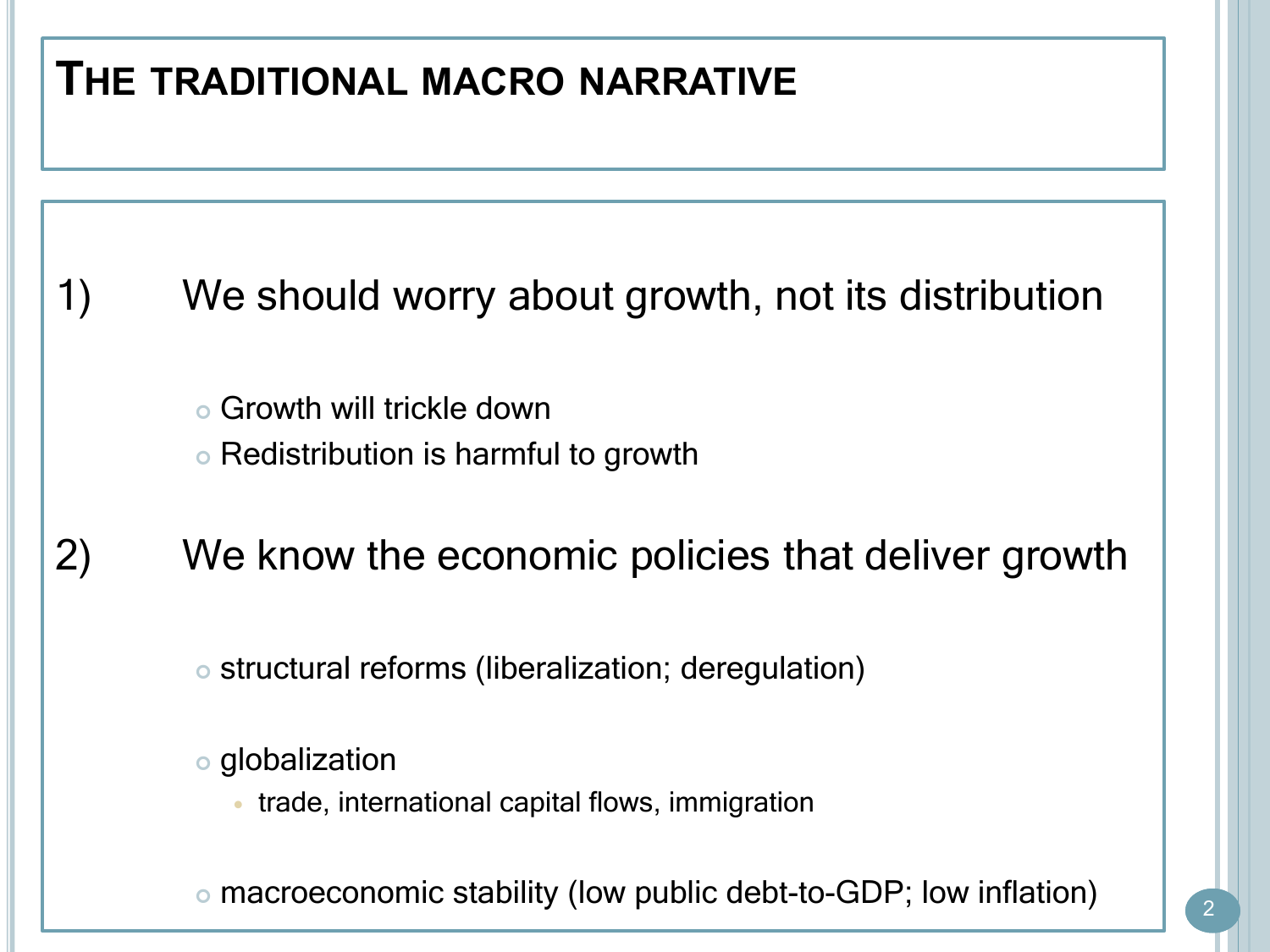# THE TRADITIONAL MACRO NARRATIVE

1) We should worry about growth, not its distribution

- Growth will trickle down
- Redistribution is harmful to growth

2) We know the economic policies that deliver growth

- structural reforms (liberalization; deregulation)
- globalization
  - trade, international capital flows, immigration
- macroeconomic stability (low public debt-to-GDP; low inflation)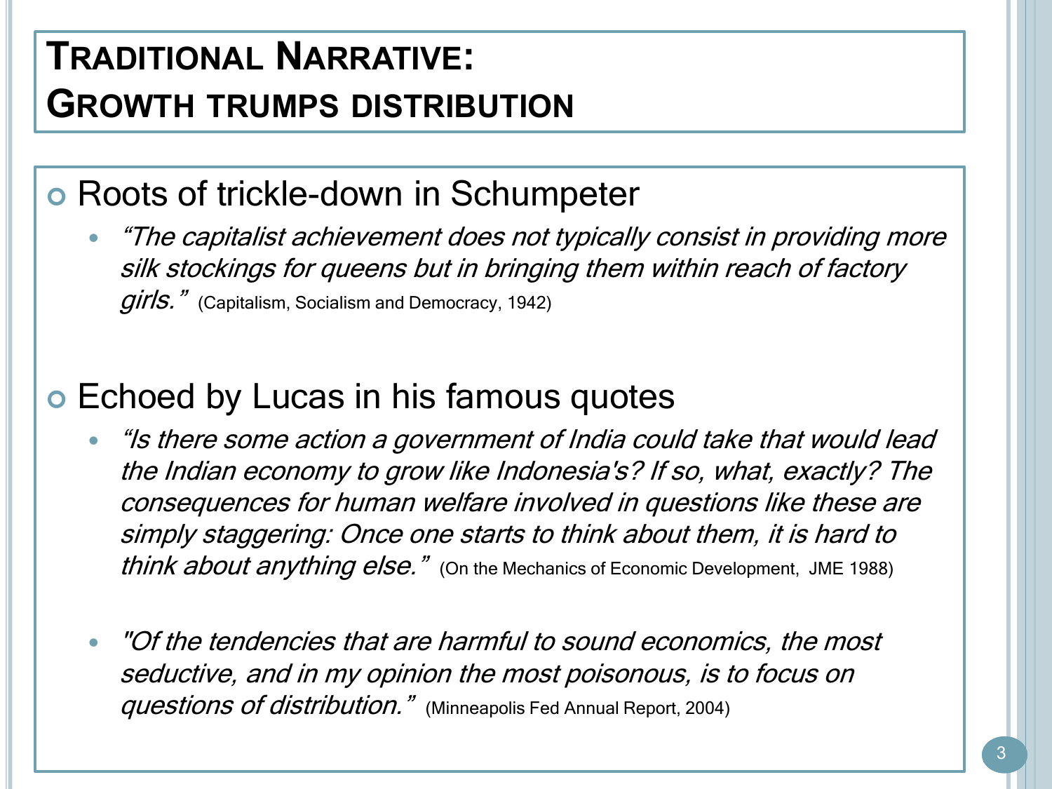# Traditional Narrative: Growth trumps distribution

- Roots of trickle-down in Schumpeter
  - *"The capitalist achievement does not typically consist in providing more silk stockings for queens but in bringing them within reach of factory girls."* (Capitalism, Socialism and Democracy, 1942)

- Echoed by Lucas in his famous quotes
  - *"Is there some action a government of India could take that would lead the Indian economy to grow like Indonesia's? If so, what, exactly? The consequences for human welfare involved in questions like these are simply staggering: Once one starts to think about them, it is hard to think about anything else."* (On the Mechanics of Economic Development, JME 1988)
  - *"Of the tendencies that are harmful to sound economics, the most seductive, and in my opinion the most poisonous, is to focus on questions of distribution."* (Minneapolis Fed Annual Report, 2004)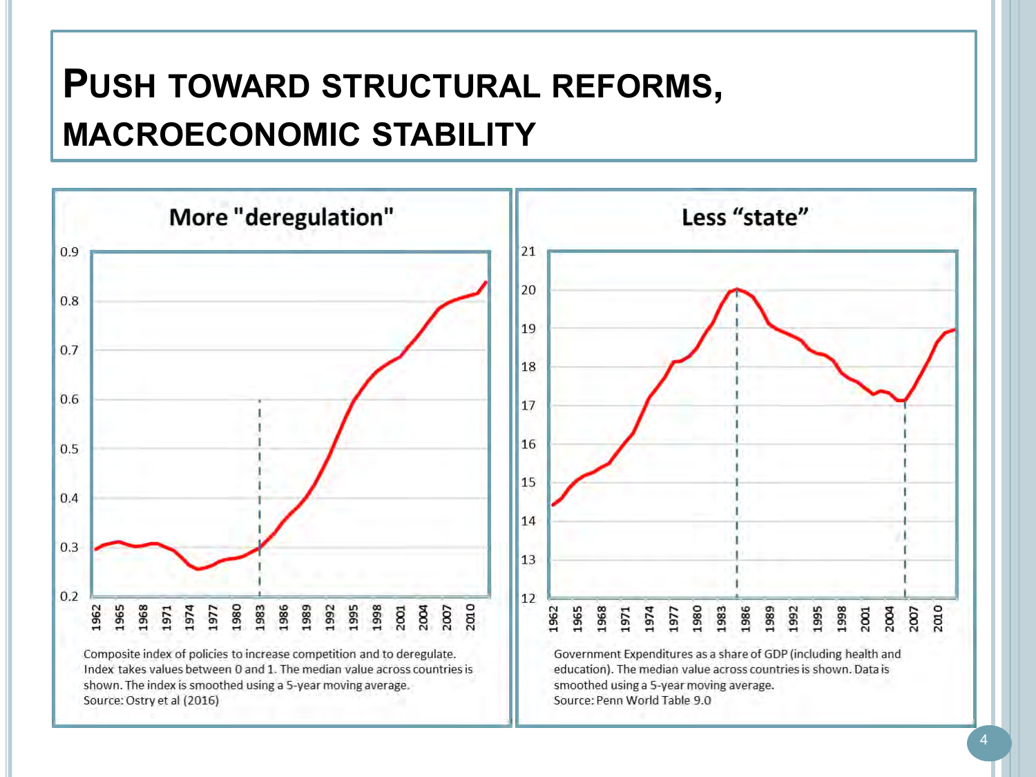# PUSH TOWARD STRUCTURAL REFORMS, MACROECONOMIC STABILITY

## More "deregulation"

0.9
0.8
0.7
0.6
0.5
0.4
0.3
0.2

1962 1965 1968 1971 1974 1977 1980 1983 1986 1989 1992 1995 1998 2001 2004 2007 2010

Composite index of policies to increase competition and to deregulate. Index takes values between 0 and 1. The median value across countries is shown. The index is smoothed using a 5-year moving average.
Source: Ostry et al (2016)

## Less "state"

21
20
19
18
17
16
15
14
13
12

1962 1965 1968 1971 1974 1977 1980 1983 1986 1989 1992 1995 1998 2001 2004 2007 2010

Government Expenditures as a share of GDP (including health and education). The median value across countries is shown. Data is smoothed using a 5-year moving average.
Source: Penn World Table 9.0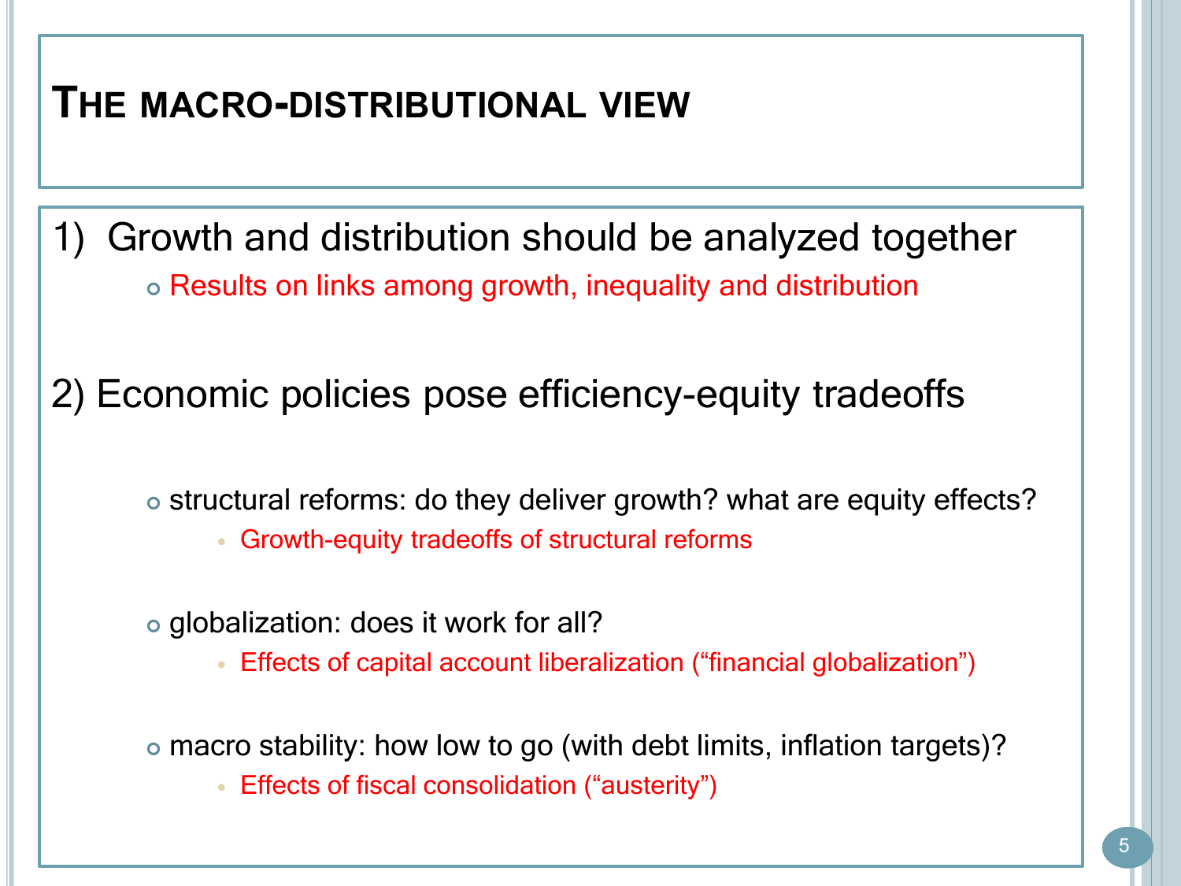# THE MACRO-DISTRIBUTIONAL VIEW

1) Growth and distribution should be analyzed together

- Results on links among growth, inequality and distribution

2) Economic policies pose efficiency-equity tradeoffs

- structural reforms: do they deliver growth? what are equity effects?
  - Growth-equity tradeoffs of structural reforms
- globalization: does it work for all?
  - Effects of capital account liberalization (“financial globalization”)
- macro stability: how low to go (with debt limits, inflation targets)?
  - Effects of fiscal consolidation (“austerity”)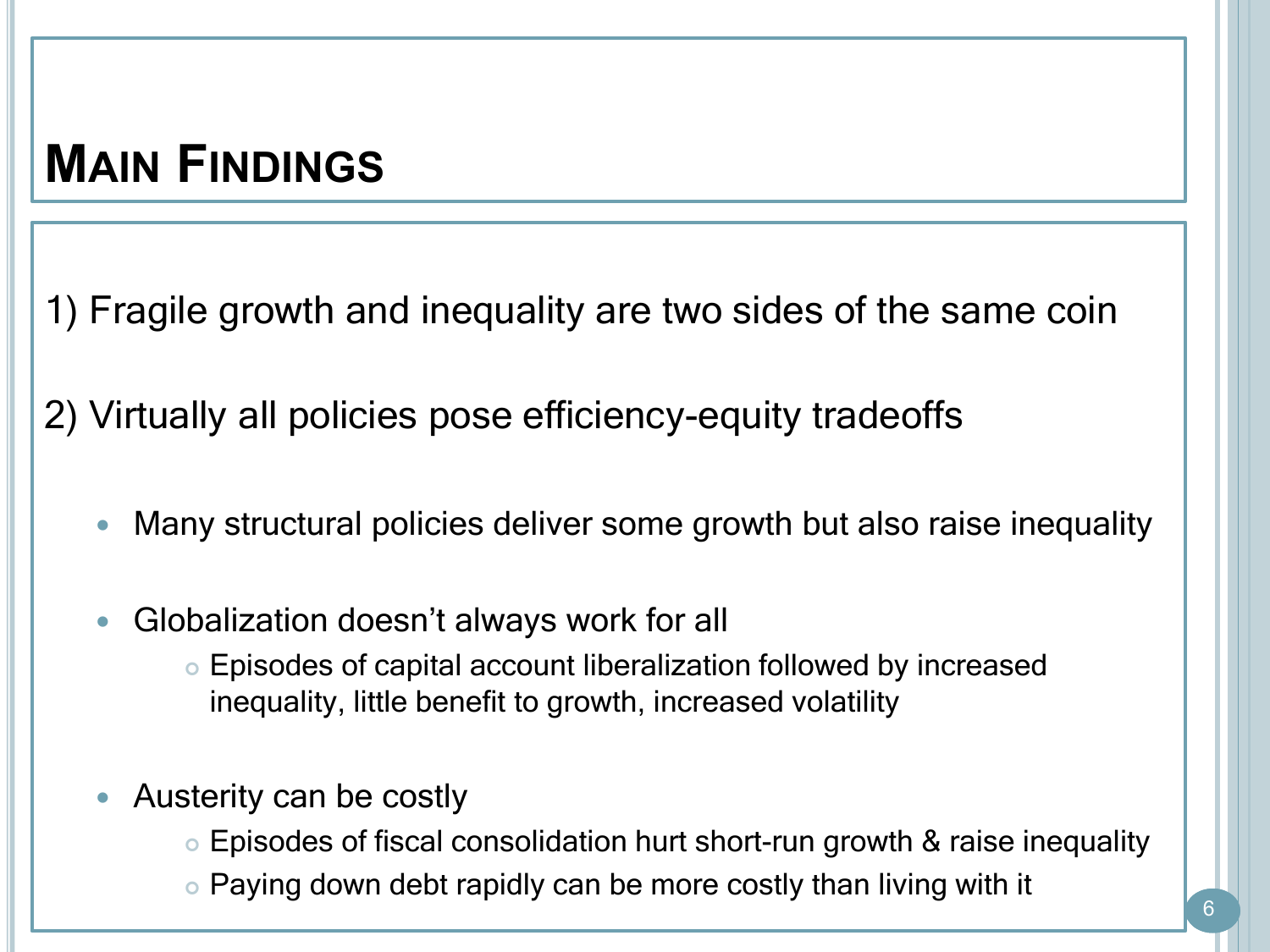# Main Findings

1) Fragile growth and inequality are two sides of the same coin

2) Virtually all policies pose efficiency-equity tradeoffs

- Many structural policies deliver some growth but also raise inequality
- Globalization doesn't always work for all
  - Episodes of capital account liberalization followed by increased inequality, little benefit to growth, increased volatility
- Austerity can be costly
  - Episodes of fiscal consolidation hurt short-run growth & raise inequality
  - Paying down debt rapidly can be more costly than living with it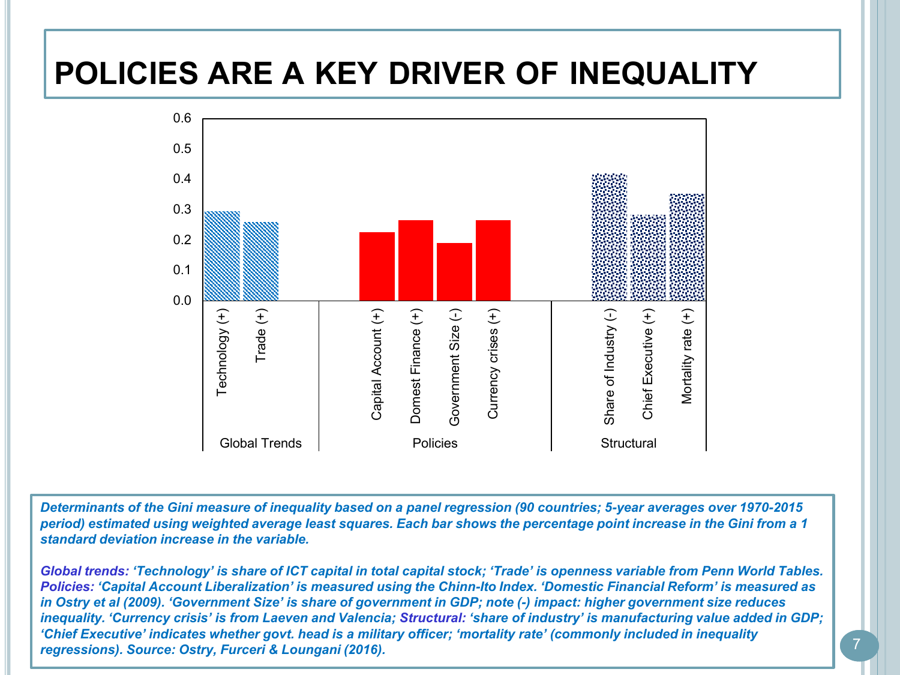# POLICIES ARE A KEY DRIVER OF INEQUALITY

0.6
0.5
0.4
0.3
0.2
0.1
0.0

Technology (+)
Trade (+)
Capital Account (+)
Domest Finance (+)
Government Size (-)
Currency crises (+)
Share of Industry (-)
Chief Executive (+)
Mortality rate (+)

Global Trends
Policies
Structural

***Determinants of the Gini measure of inequality based on a panel regression (90 countries; 5-year averages over 1970-2015 period) estimated using weighted average least squares. Each bar shows the percentage point increase in the Gini from a 1 standard deviation increase in the variable.***

***Global trends:** 'Technology' is share of ICT capital in total capital stock; 'Trade' is openness variable from Penn World Tables. **Policies:** 'Capital Account Liberalization' is measured using the Chinn-Ito Index. 'Domestic Financial Reform' is measured as in Ostry et al (2009). 'Government Size' is share of government in GDP; note (-) impact: higher government size reduces inequality. 'Currency crisis' is from Laeven and Valencia; **Structural:** 'share of industry' is manufacturing value added in GDP; 'Chief Executive' indicates whether govt. head is a military officer; 'mortality rate' (commonly included in inequality regressions). Source: Ostry, Furceri & Loungani (2016).*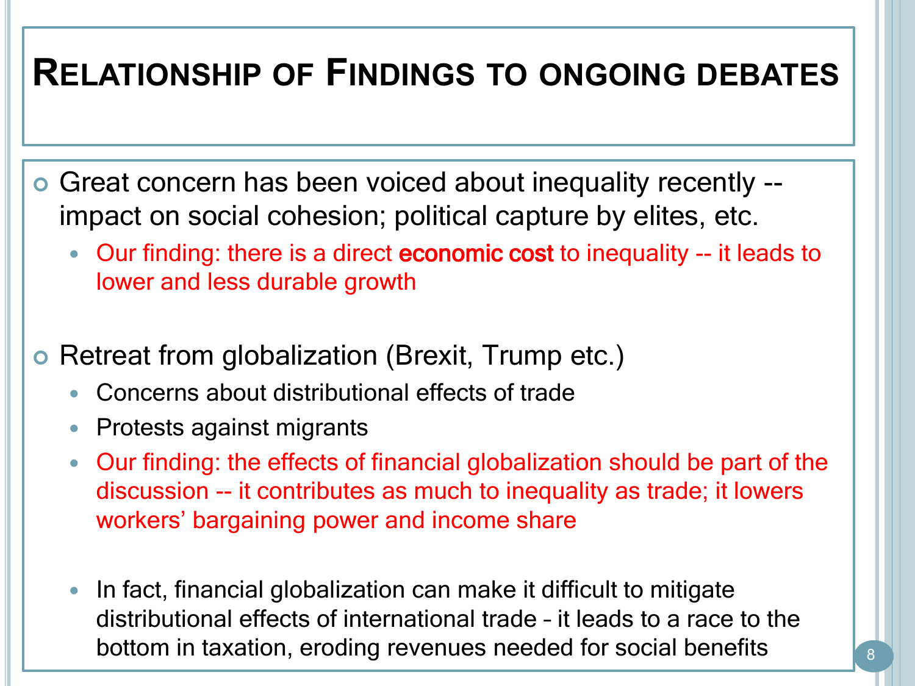# Relationship of Findings to ongoing debates

- Great concern has been voiced about inequality recently -- impact on social cohesion; political capture by elites, etc.
  - Our finding: there is a direct **economic cost** to inequality -- it leads to lower and less durable growth

- Retreat from globalization (Brexit, Trump etc.)
  - Concerns about distributional effects of trade
  - Protests against migrants
  - Our finding: the effects of financial globalization should be part of the discussion -- it contributes as much to inequality as trade; it lowers workers' bargaining power and income share

  - In fact, financial globalization can make it difficult to mitigate distributional effects of international trade – it leads to a race to the bottom in taxation, eroding revenues needed for social benefits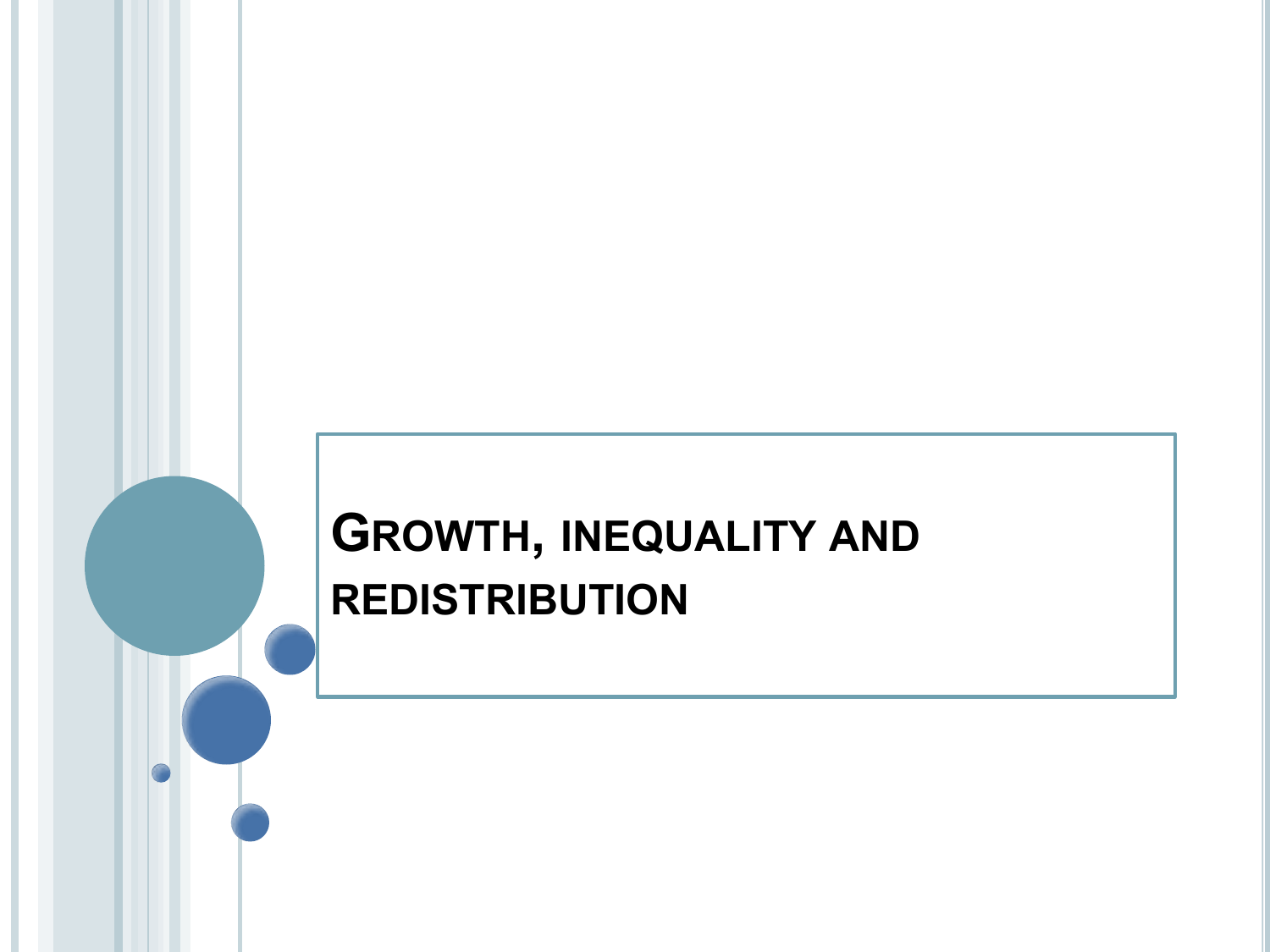# Growth, inequality and redistribution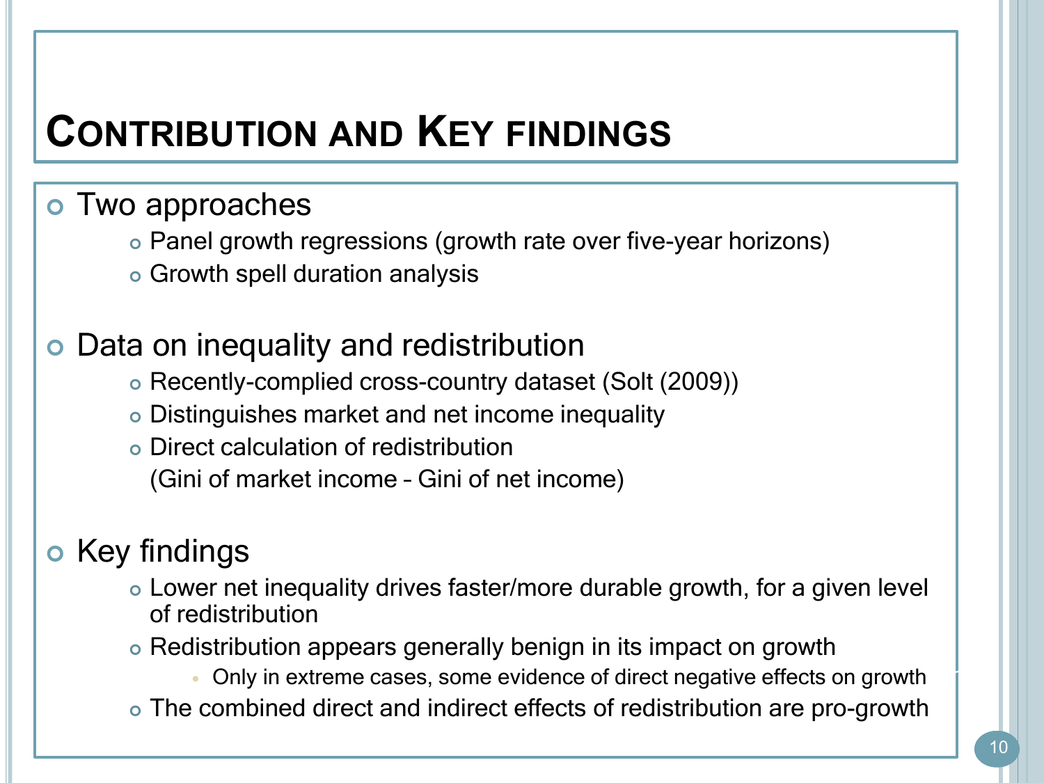# Contribution and Key findings

- Two approaches
  - Panel growth regressions (growth rate over five-year horizons)
  - Growth spell duration analysis

- Data on inequality and redistribution
  - Recently-complied cross-country dataset (Solt (2009))
  - Distinguishes market and net income inequality
  - Direct calculation of redistribution
    (Gini of market income – Gini of net income)

- Key findings
  - Lower net inequality drives faster/more durable growth, for a given level of redistribution
  - Redistribution appears generally benign in its impact on growth
    - Only in extreme cases, some evidence of direct negative effects on growth
  - The combined direct and indirect effects of redistribution are pro-growth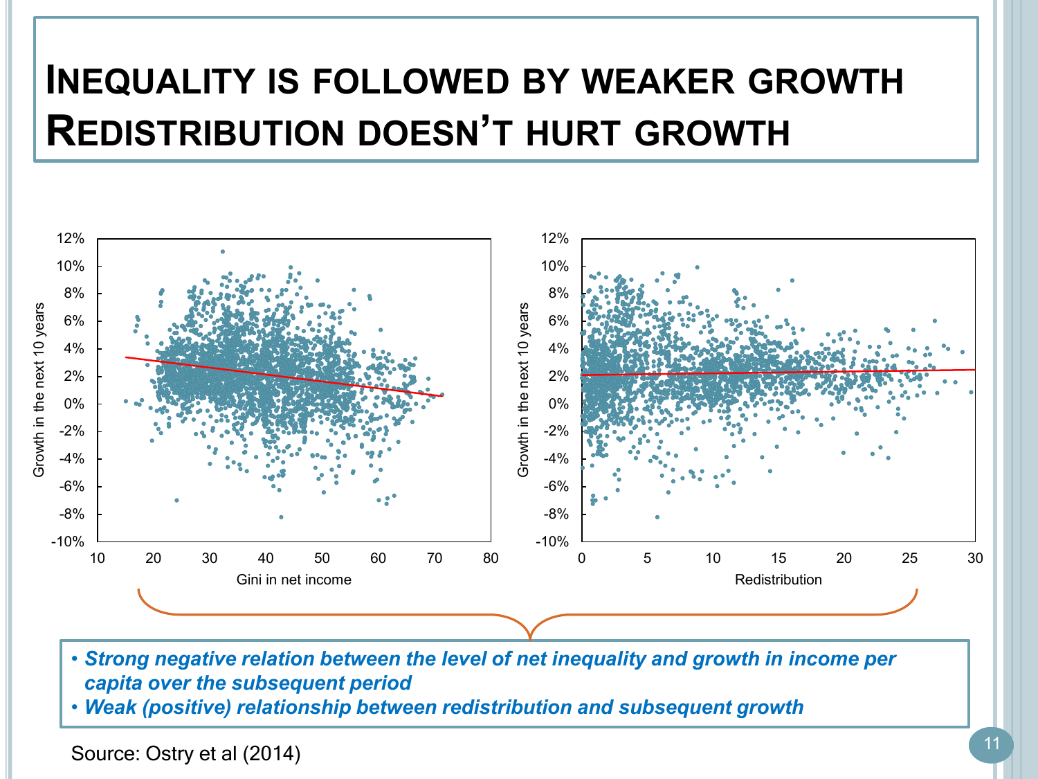# Inequality is followed by weaker growth
# Redistribution doesn't hurt growth

12%
10%
8%
6%
4%
2%
0%
-2%
-4%
-6%
-8%
-10%

Growth in the next 10 years

10 20 30 40 50 60 70 80

Gini in net income

12%
10%
8%
6%
4%
2%
0%
-2%
-4%
-6%
-8%
-10%

Growth in the next 10 years

0 5 10 15 20 25 30

Redistribution

- *Strong negative relation between the level of net inequality and growth in income per capita over the subsequent period*
- *Weak (positive) relationship between redistribution and subsequent growth*

Source: Ostry et al (2014)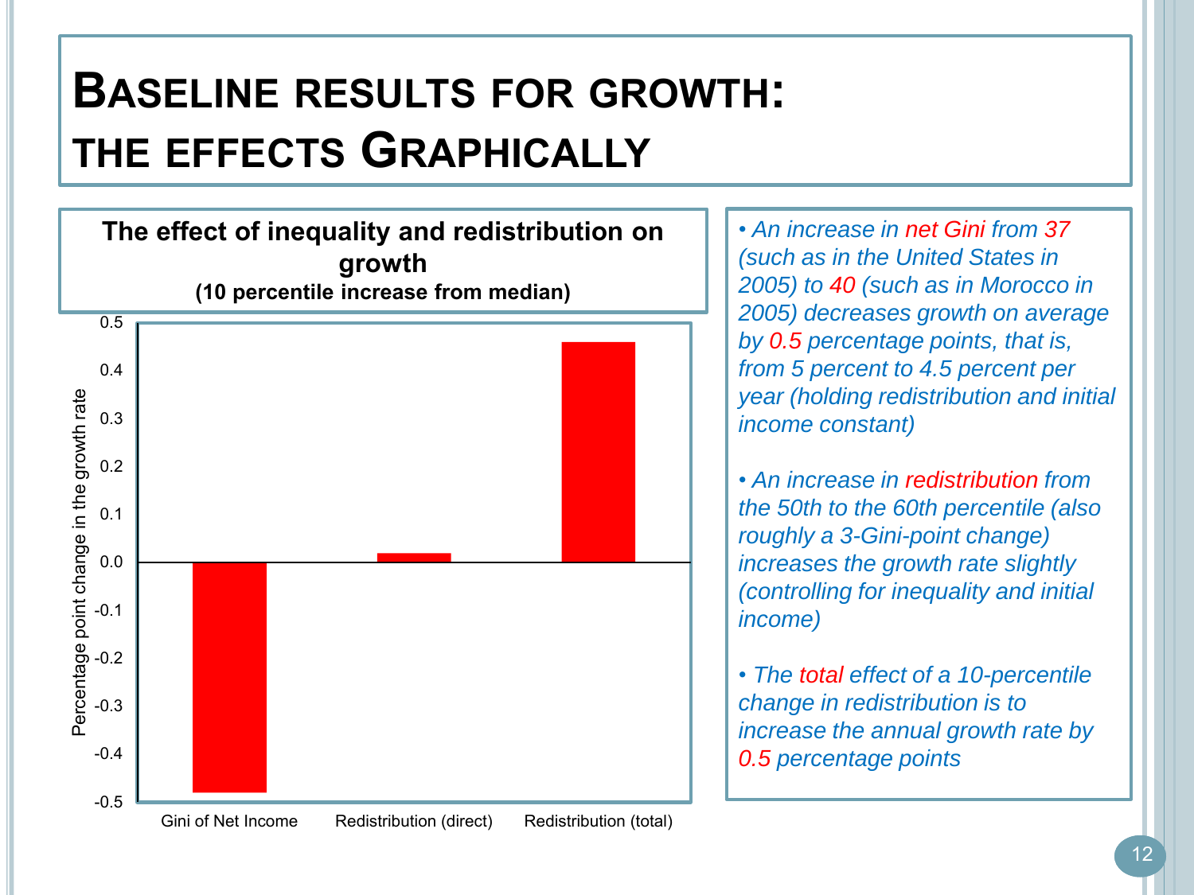# Baseline results for growth: the effects Graphically

**The effect of inequality and redistribution on growth**

**(10 percentile increase from median)**

Percentage point change in the growth rate

0.5
0.4
0.3
0.2
0.1
0.0
-0.1
-0.2
-0.3
-0.4
-0.5

Gini of Net Income
Redistribution (direct)
Redistribution (total)

- *An increase in net Gini from 37 (such as in the United States in 2005) to 40 (such as in Morocco in 2005) decreases growth on average by 0.5 percentage points, that is, from 5 percent to 4.5 percent per year (holding redistribution and initial income constant)*

- *An increase in redistribution from the 50th to the 60th percentile (also roughly a 3-Gini-point change) increases the growth rate slightly (controlling for inequality and initial income)*

- *The total effect of a 10-percentile change in redistribution is to increase the annual growth rate by 0.5 percentage points*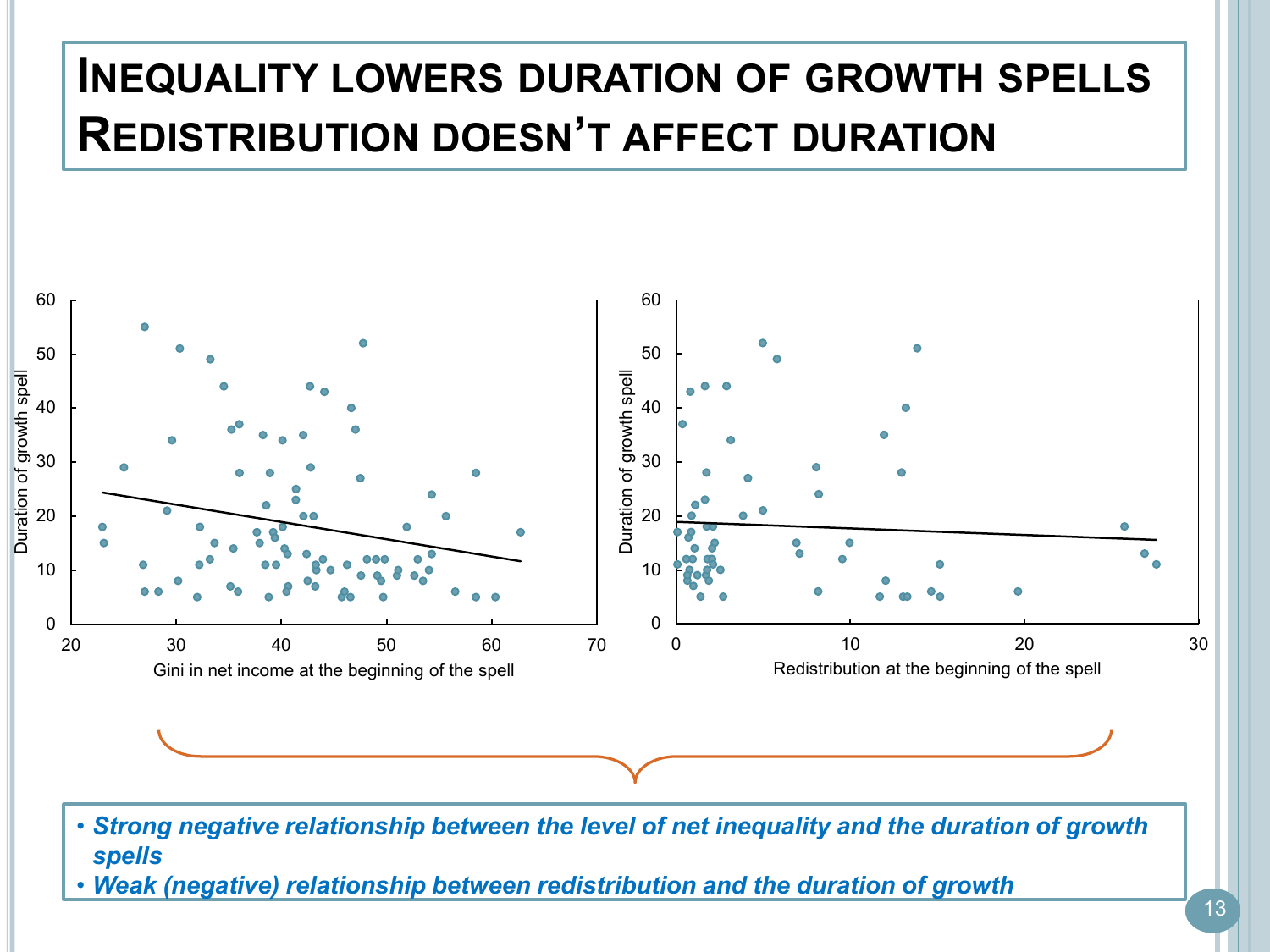# INEQUALITY LOWERS DURATION OF GROWTH SPELLS REDISTRIBUTION DOESN'T AFFECT DURATION

Duration of growth spell

60
50
40
30
20
10
0

20 30 40 50 60 70

Gini in net income at the beginning of the spell

Duration of growth spell

60
50
40
30
20
10
0

0 10 20 30

Redistribution at the beginning of the spell

- ***Strong negative relationship between the level of net inequality and the duration of growth spells***
- ***Weak (negative) relationship between redistribution and the duration of growth***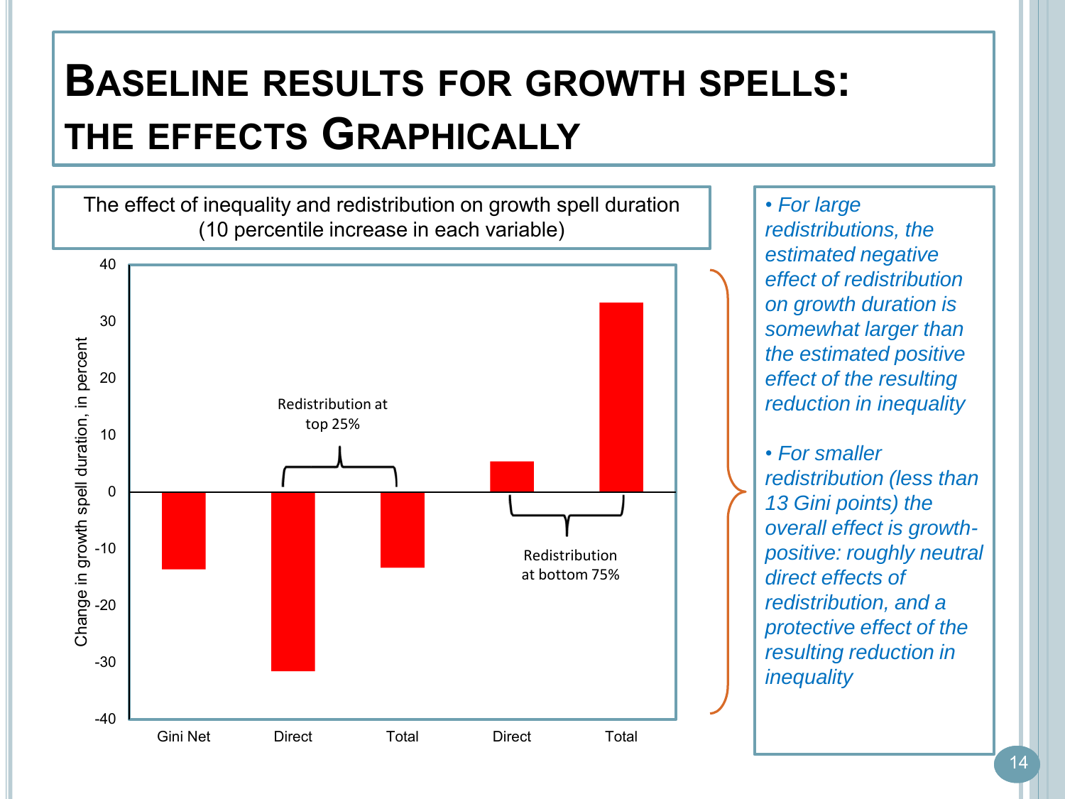# Baseline results for growth spells: the effects Graphically

The effect of inequality and redistribution on growth spell duration (10 percentile increase in each variable)

Change in growth spell duration, in percent

40
30
20
10
0
-10
-20
-30
-40

Redistribution at top 25%

Redistribution at bottom 75%

Gini Net
Direct
Total
Direct
Total

- *For large redistributions, the estimated negative effect of redistribution on growth duration is somewhat larger than the estimated positive effect of the resulting reduction in inequality*
- *For smaller redistribution (less than 13 Gini points) the overall effect is growth-positive: roughly neutral direct effects of redistribution, and a protective effect of the resulting reduction in inequality*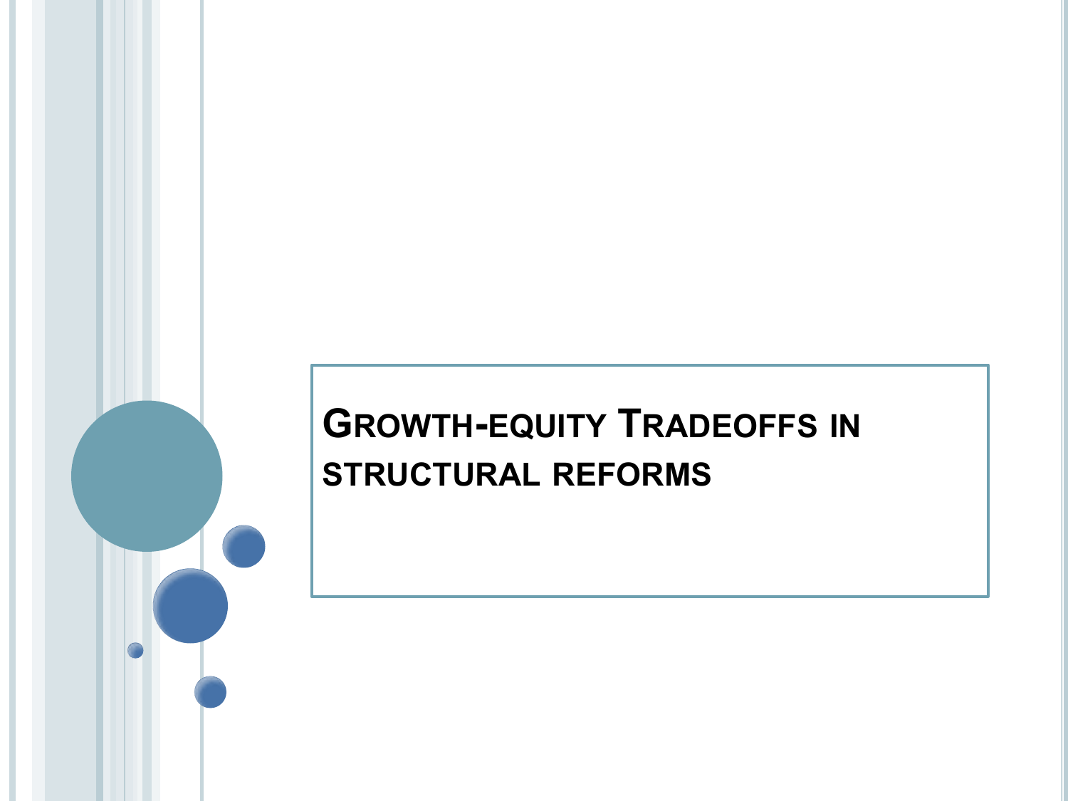# Growth-equity Tradeoffs in structural reforms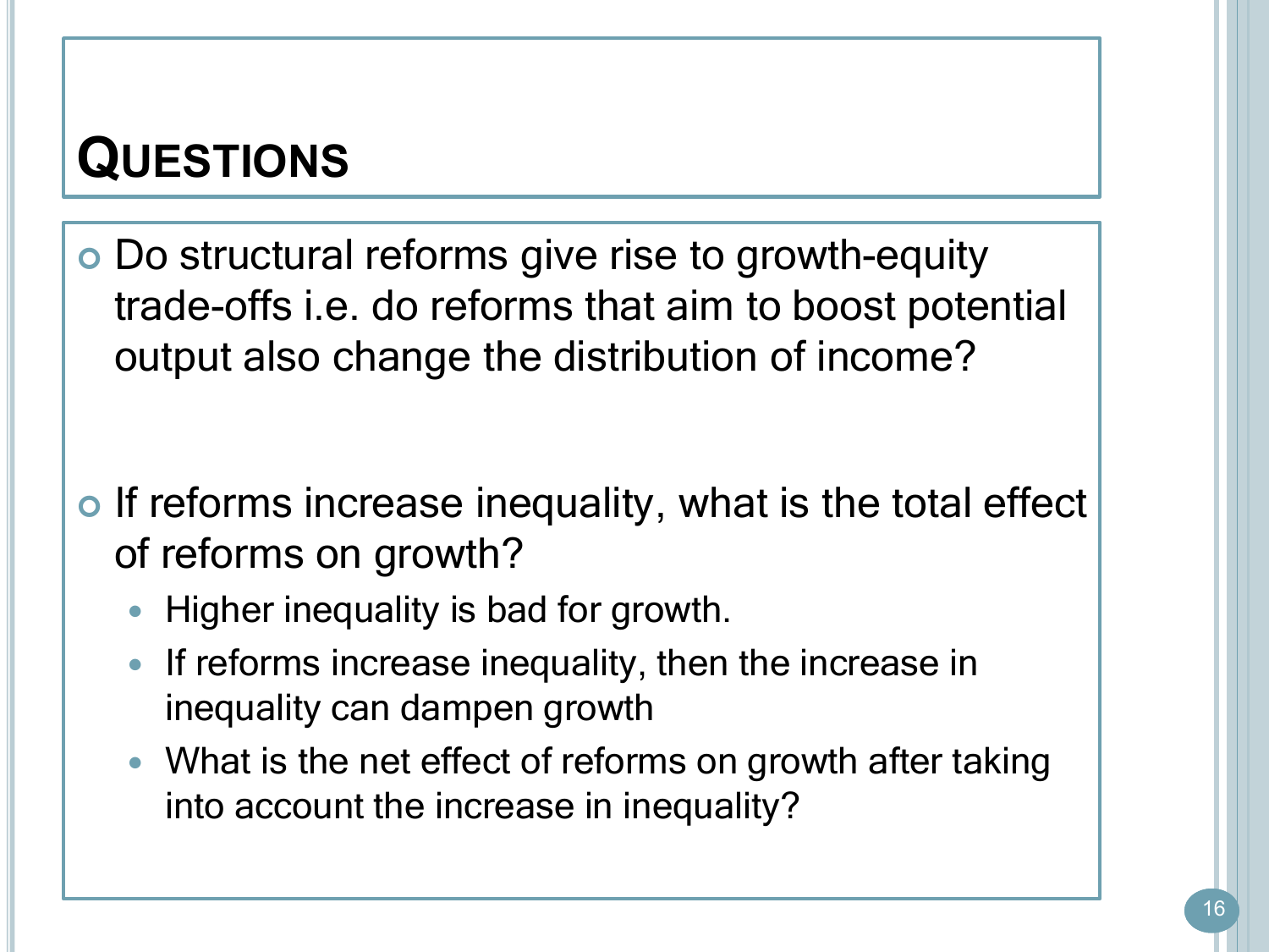# QUESTIONS

- Do structural reforms give rise to growth-equity trade-offs i.e. do reforms that aim to boost potential output also change the distribution of income?

- If reforms increase inequality, what is the total effect of reforms on growth?
  - Higher inequality is bad for growth.
  - If reforms increase inequality, then the increase in inequality can dampen growth
  - What is the net effect of reforms on growth after taking into account the increase in inequality?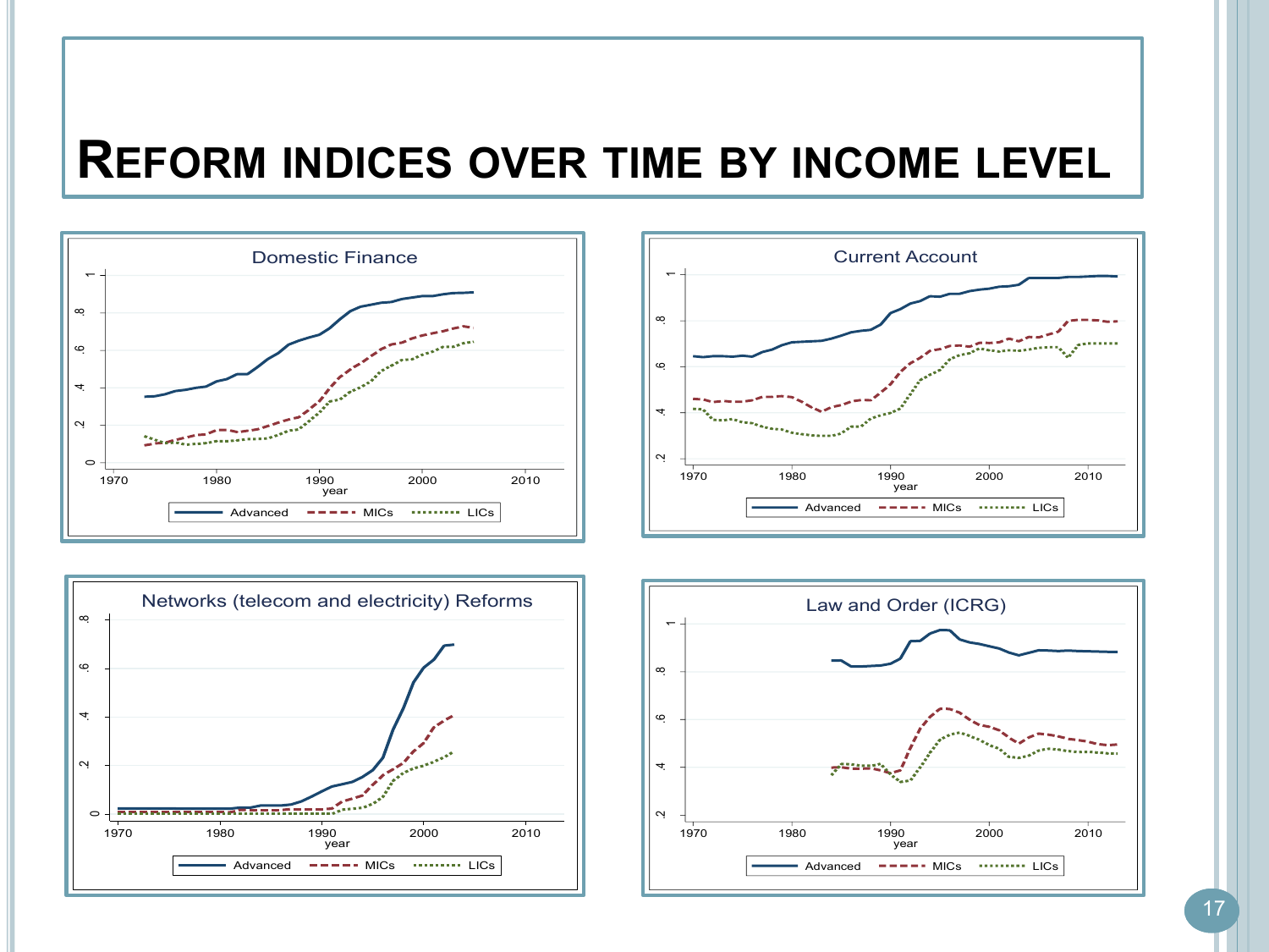# Reform indices over time by income level

Domestic Finance

0 .2 .4 .6 .8 1

1970 1980 1990 2000 2010

year

Advanced MICs LICs

Current Account

.2 .4 .6 .8 1

1970 1980 1990 2000 2010

year

Advanced MICs LICs

Networks (telecom and electricity) Reforms

0 .2 .4 .6 .8

1970 1980 1990 2000 2010

year

Advanced MICs LICs

Law and Order (ICRG)

.2 .4 .6 .8 1

1970 1980 1990 2000 2010

year

Advanced MICs LICs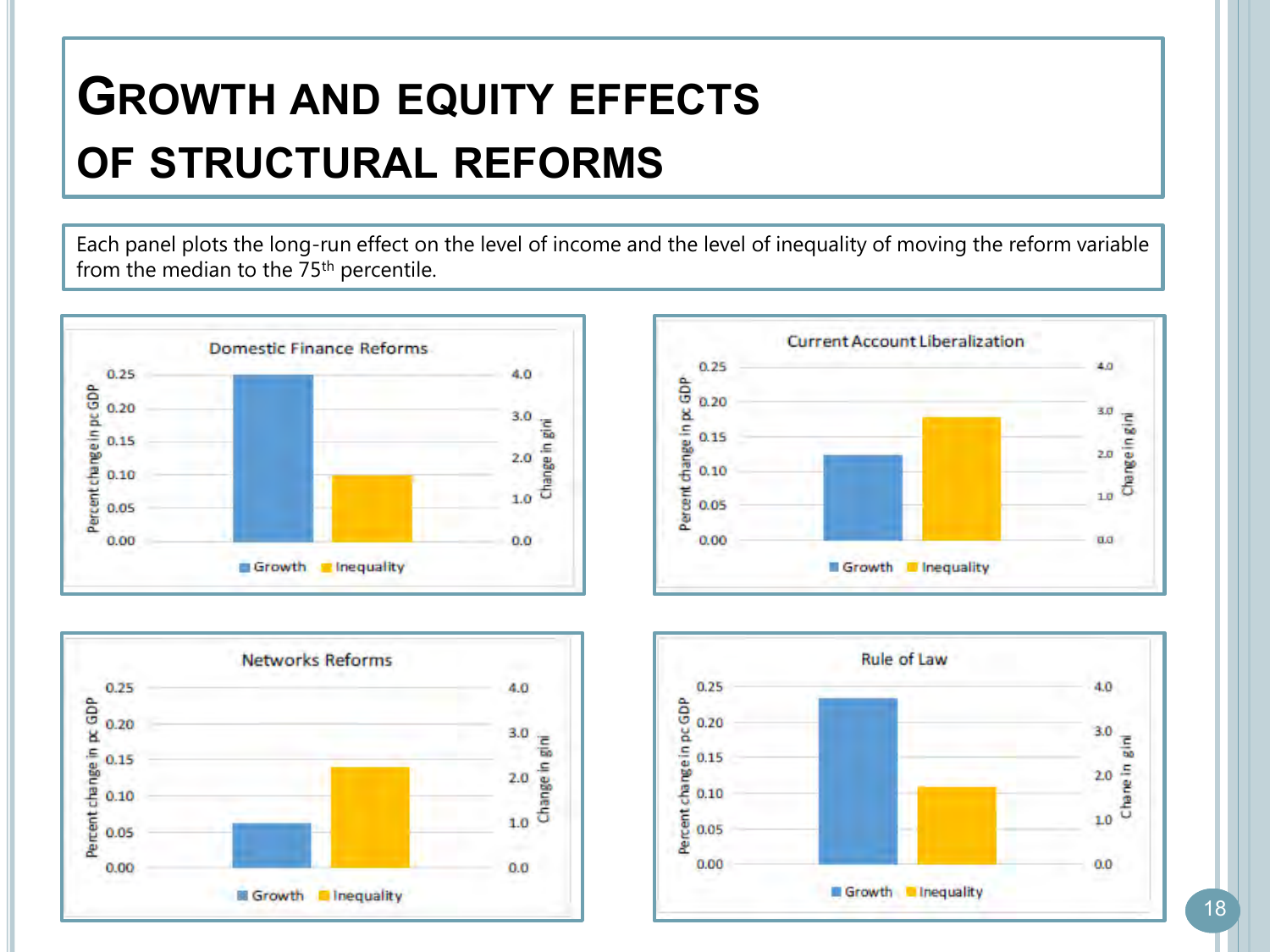# Growth and Equity Effects of Structural Reforms

Each panel plots the long-run effect on the level of income and the level of inequality of moving the reform variable from the median to the 75th percentile.

Domestic Finance Reforms

Percent change in pc GDP: 0.25, 0.20, 0.15, 0.10, 0.05, 0.00

Change in gini: 4.0, 3.0, 2.0, 1.0, 0.0

Growth, Inequality

Current Account Liberalization

Percent change in pc GDP: 0.25, 0.20, 0.15, 0.10, 0.05, 0.00

Change in gini: 4.0, 3.0, 2.0, 1.0, 0.0

Growth, Inequality

Networks Reforms

Percent change in pc GDP: 0.25, 0.20, 0.15, 0.10, 0.05, 0.00

Change in gini: 4.0, 3.0, 2.0, 1.0, 0.0

Growth, Inequality

Rule of Law

Percent change in pc GDP: 0.25, 0.20, 0.15, 0.10, 0.05, 0.00

Chane in gini: 4.0, 3.0, 2.0, 1.0, 0.0

Growth, Inequality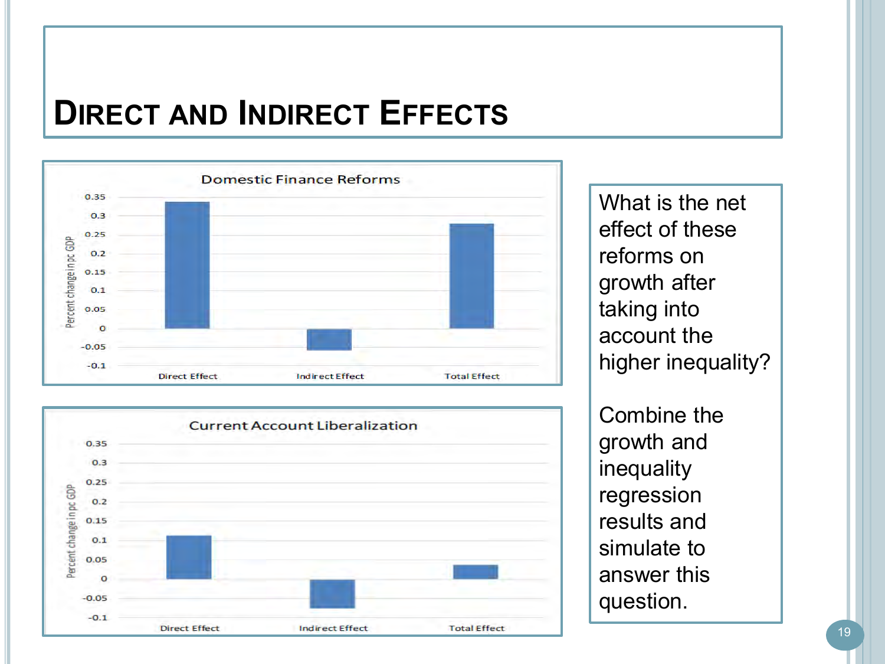# Direct and Indirect Effects

Domestic Finance Reforms

Percent change in pc GDP

0.35
0.3
0.25
0.2
0.15
0.1
0.05
0
-0.05
-0.1

Direct Effect
Indirect Effect
Total Effect

Current Account Liberalization

Percent change in pc GDP

0.35
0.3
0.25
0.2
0.15
0.1
0.05
0
-0.05
-0.1

Direct Effect
Indirect Effect
Total Effect

What is the net effect of these reforms on growth after taking into account the higher inequality?

Combine the growth and inequality regression results and simulate to answer this question.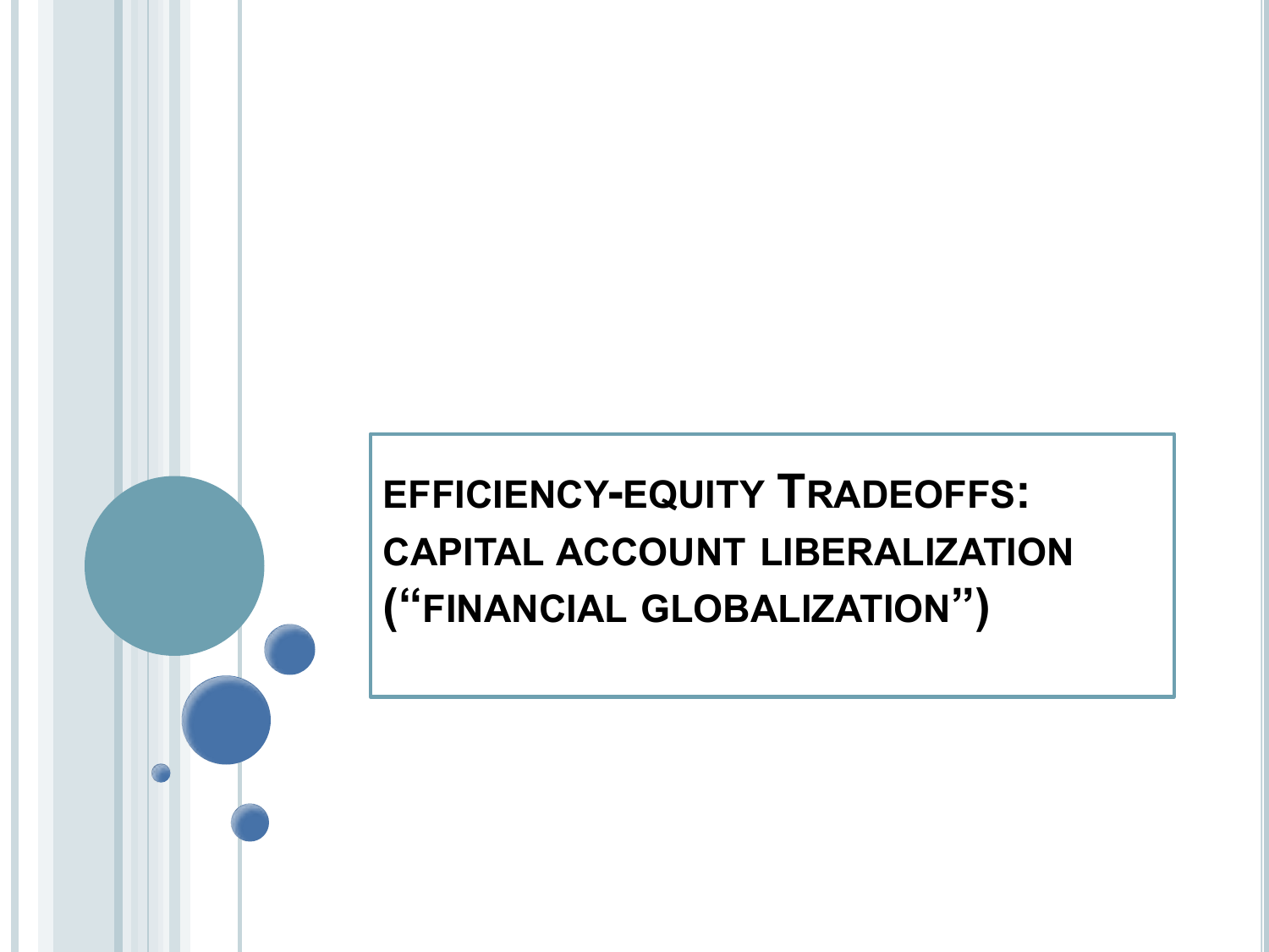# Efficiency-equity Tradeoffs: capital account liberalization ("financial globalization")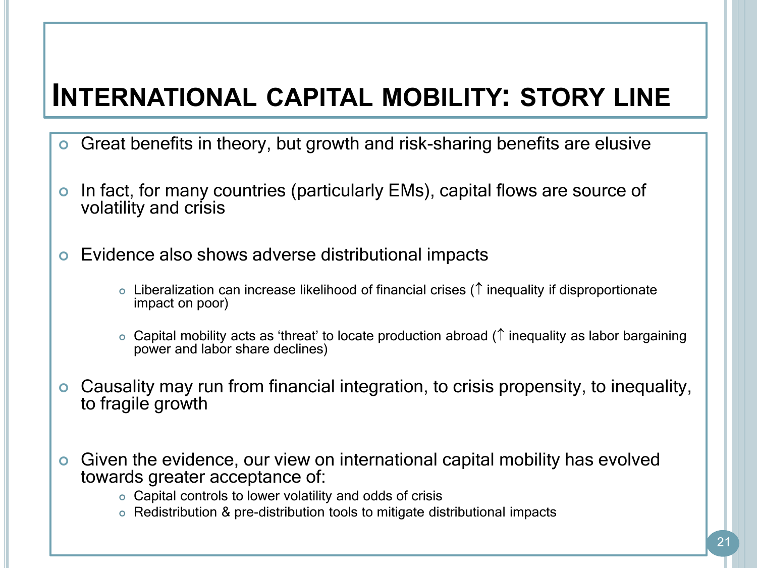# International capital mobility: story line

- Great benefits in theory, but growth and risk-sharing benefits are elusive
- In fact, for many countries (particularly EMs), capital flows are source of volatility and crisis
- Evidence also shows adverse distributional impacts
  - Liberalization can increase likelihood of financial crises (↑ inequality if disproportionate impact on poor)
  - Capital mobility acts as 'threat' to locate production abroad (↑ inequality as labor bargaining power and labor share declines)
- Causality may run from financial integration, to crisis propensity, to inequality, to fragile growth
- Given the evidence, our view on international capital mobility has evolved towards greater acceptance of:
  - Capital controls to lower volatility and odds of crisis
  - Redistribution & pre-distribution tools to mitigate distributional impacts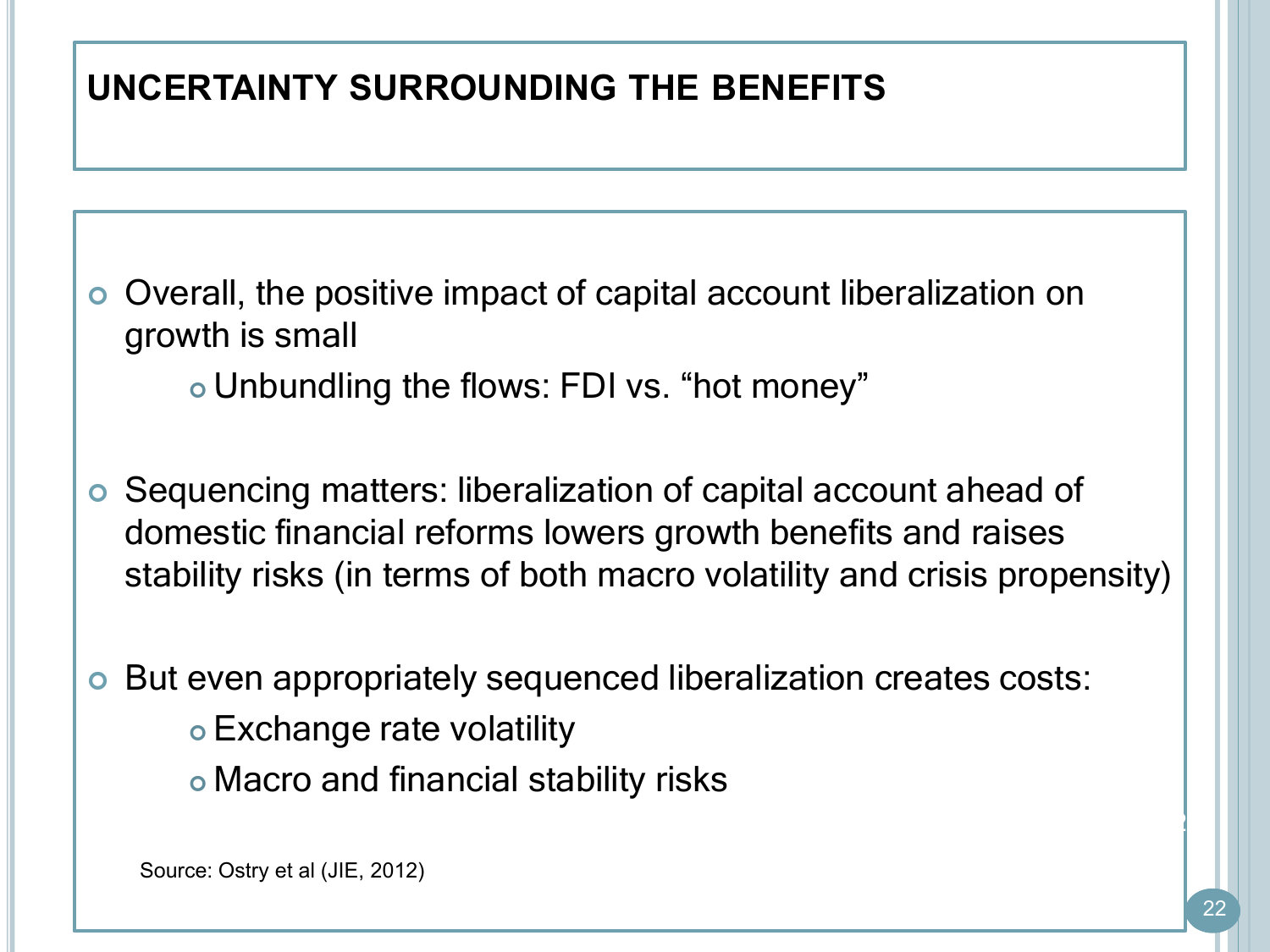## UNCERTAINTY SURROUNDING THE BENEFITS

- Overall, the positive impact of capital account liberalization on growth is small
  - Unbundling the flows: FDI vs. “hot money”
- Sequencing matters: liberalization of capital account ahead of domestic financial reforms lowers growth benefits and raises stability risks (in terms of both macro volatility and crisis propensity)
- But even appropriately sequenced liberalization creates costs:
  - Exchange rate volatility
  - Macro and financial stability risks

Source: Ostry et al (JIE, 2012)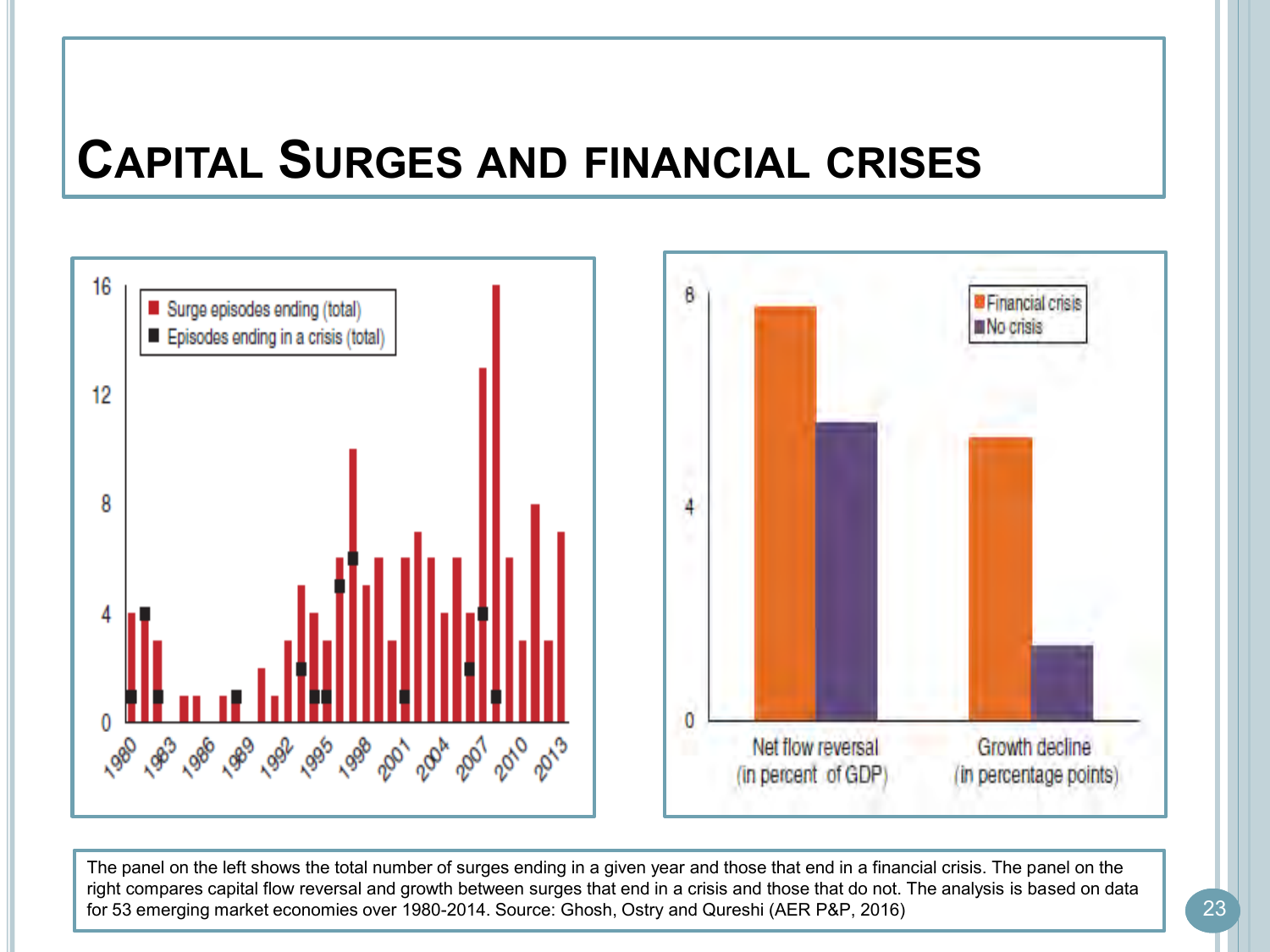# CAPITAL SURGES AND FINANCIAL CRISES

16
12
8
4
0

Surge episodes ending (total)
Episodes ending in a crisis (total)

1980 1983 1986 1989 1992 1995 1998 2001 2004 2007 2010 2013

8
4
0

Financial crisis
No crisis

Net flow reversal (in percent of GDP)
Growth decline (in percentage points)

The panel on the left shows the total number of surges ending in a given year and those that end in a financial crisis. The panel on the right compares capital flow reversal and growth between surges that end in a crisis and those that do not. The analysis is based on data for 53 emerging market economies over 1980-2014. Source: Ghosh, Ostry and Qureshi (AER P&P, 2016)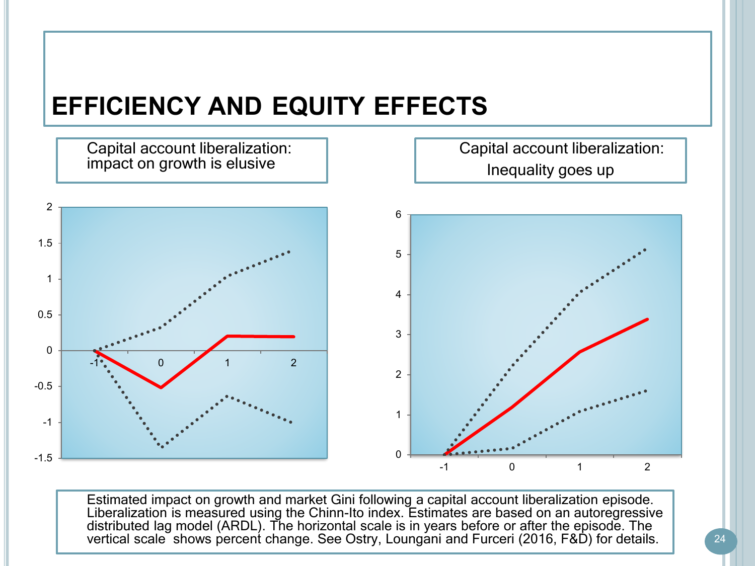# EFFICIENCY AND EQUITY EFFECTS

Capital account liberalization: impact on growth is elusive

Capital account liberalization: Inequality goes up

Estimated impact on growth and market Gini following a capital account liberalization episode. Liberalization is measured using the Chinn-Ito index. Estimates are based on an autoregressive distributed lag model (ARDL). The horizontal scale is in years before or after the episode. The vertical scale shows percent change. See Ostry, Loungani and Furceri (2016, F&D) for details.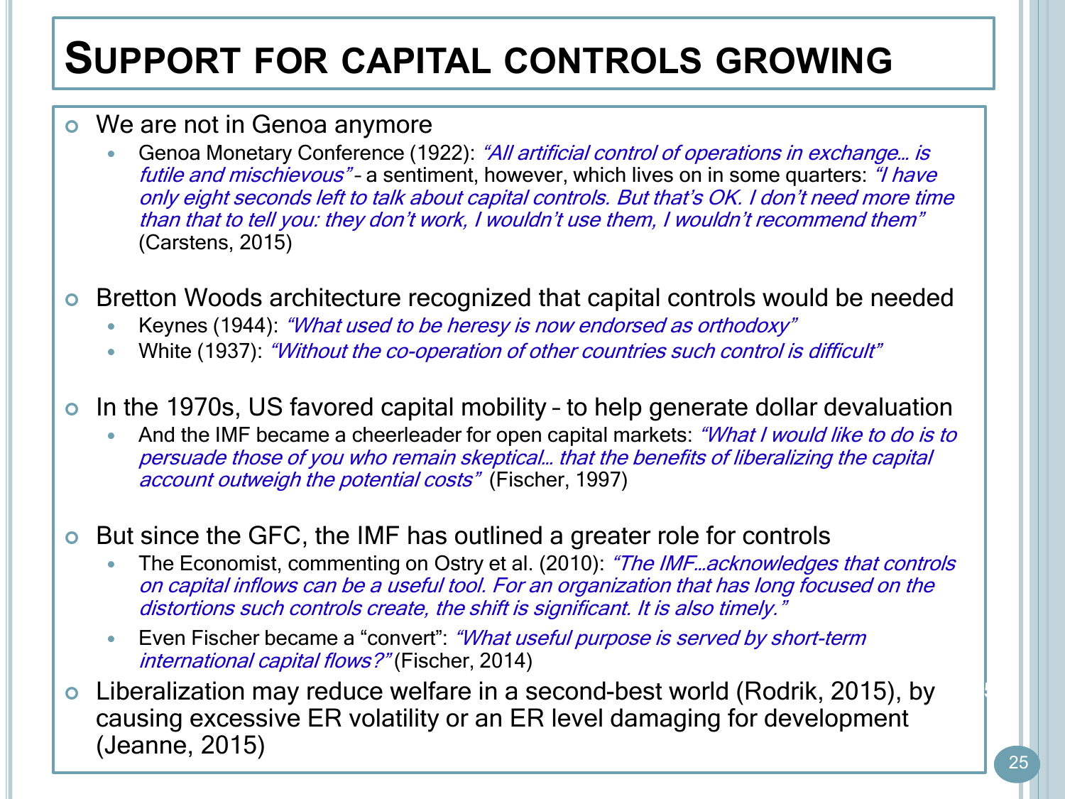# Support for capital controls growing

- We are not in Genoa anymore
  - Genoa Monetary Conference (1922): *"All artificial control of operations in exchange… is futile and mischievous"* – a sentiment, however, which lives on in some quarters: *"I have only eight seconds left to talk about capital controls. But that's OK. I don't need more time than that to tell you: they don't work, I wouldn't use them, I wouldn't recommend them"* (Carstens, 2015)
- Bretton Woods architecture recognized that capital controls would be needed
  - Keynes (1944): *"What used to be heresy is now endorsed as orthodoxy"*
  - White (1937): *"Without the co-operation of other countries such control is difficult"*
- In the 1970s, US favored capital mobility – to help generate dollar devaluation
  - And the IMF became a cheerleader for open capital markets: *"What I would like to do is to persuade those of you who remain skeptical… that the benefits of liberalizing the capital account outweigh the potential costs"* (Fischer, 1997)
- But since the GFC, the IMF has outlined a greater role for controls
  - The Economist, commenting on Ostry et al. (2010): *"The IMF…acknowledges that controls on capital inflows can be a useful tool. For an organization that has long focused on the distortions such controls create, the shift is significant. It is also timely."*
  - Even Fischer became a "convert": *"What useful purpose is served by short-term international capital flows?"* (Fischer, 2014)
- Liberalization may reduce welfare in a second-best world (Rodrik, 2015), by causing excessive ER volatility or an ER level damaging for development (Jeanne, 2015)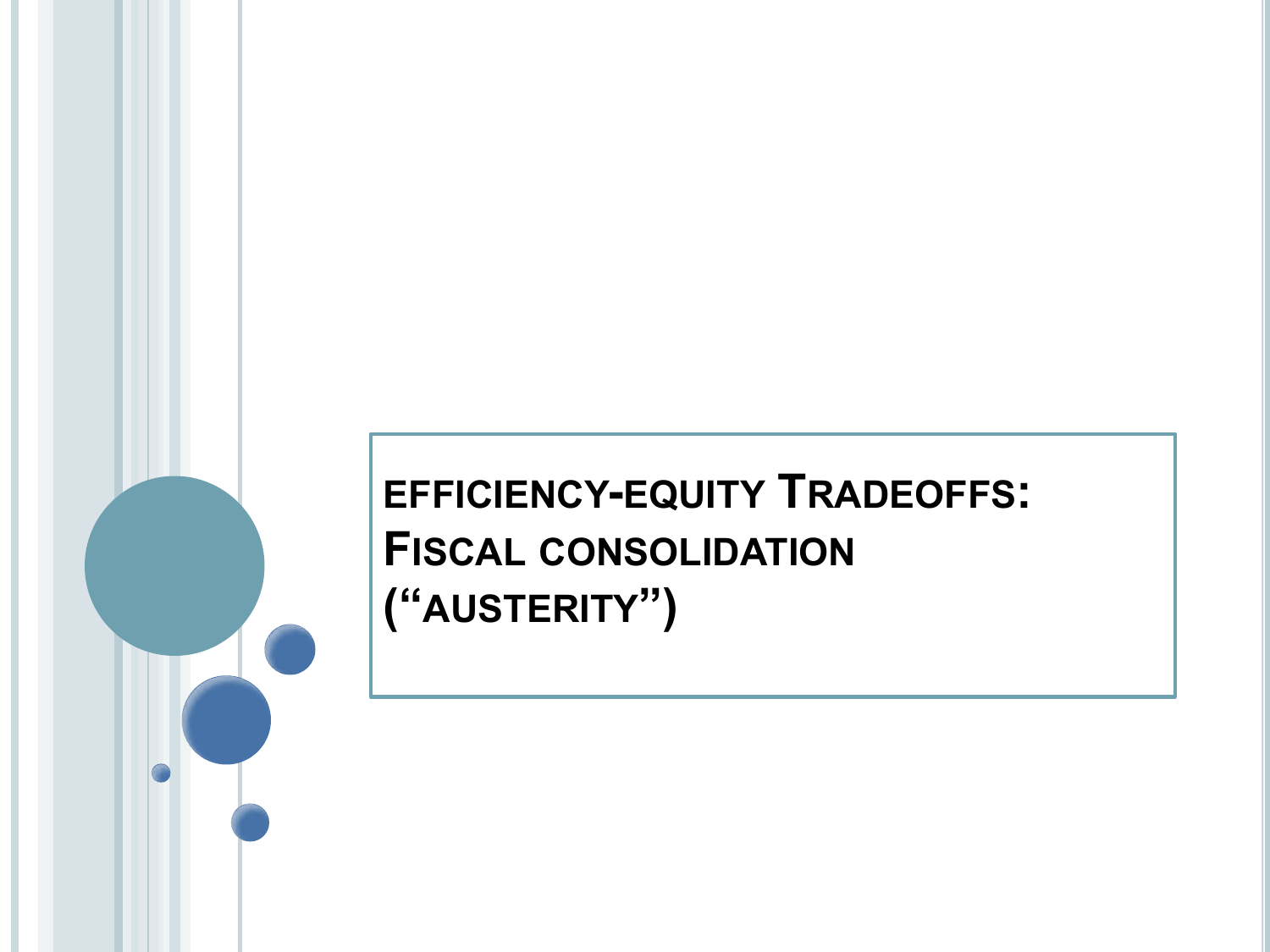# EFFICIENCY-EQUITY TRADEOFFS: FISCAL CONSOLIDATION ("AUSTERITY")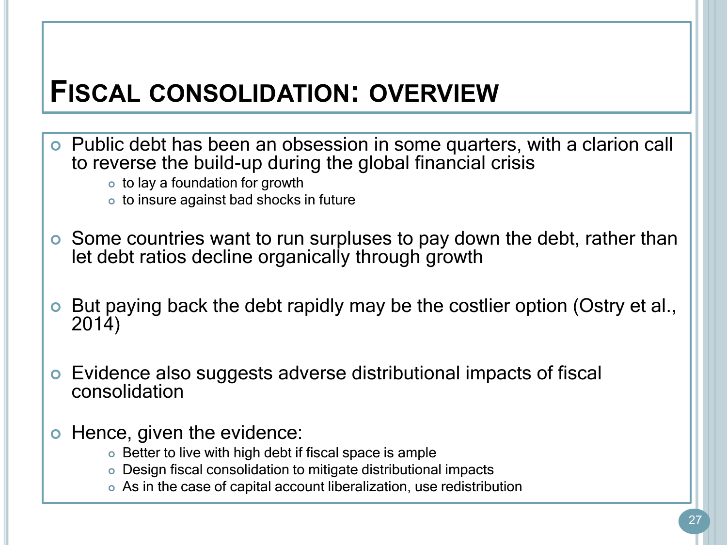# FISCAL CONSOLIDATION: OVERVIEW

- Public debt has been an obsession in some quarters, with a clarion call to reverse the build-up during the global financial crisis
  - to lay a foundation for growth
  - to insure against bad shocks in future
- Some countries want to run surpluses to pay down the debt, rather than let debt ratios decline organically through growth
- But paying back the debt rapidly may be the costlier option (Ostry et al., 2014)
- Evidence also suggests adverse distributional impacts of fiscal consolidation
- Hence, given the evidence:
  - Better to live with high debt if fiscal space is ample
  - Design fiscal consolidation to mitigate distributional impacts
  - As in the case of capital account liberalization, use redistribution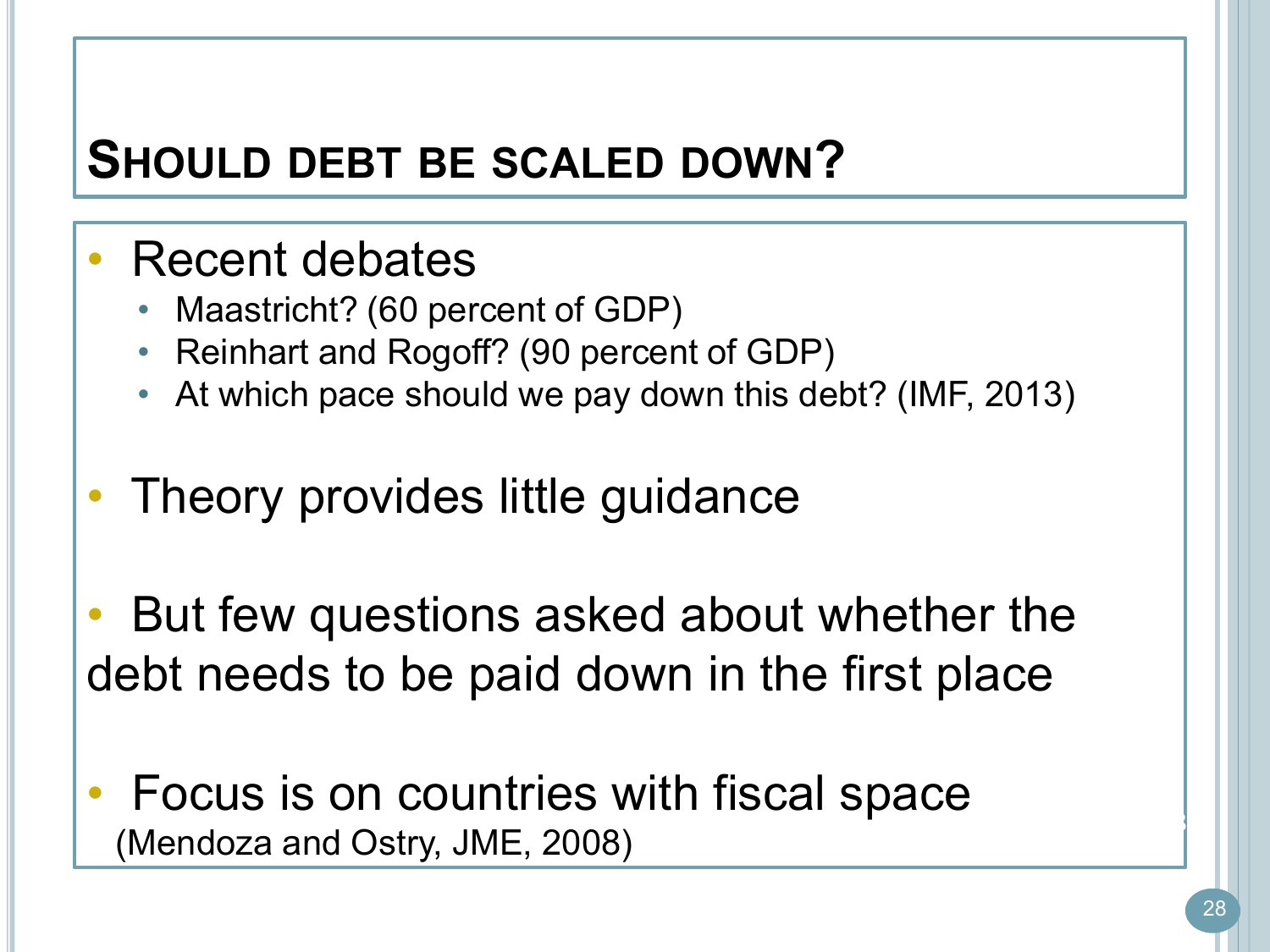# Should debt be scaled down?

- Recent debates
  - Maastricht? (60 percent of GDP)
  - Reinhart and Rogoff? (90 percent of GDP)
  - At which pace should we pay down this debt? (IMF, 2013)
- Theory provides little guidance
- But few questions asked about whether the debt needs to be paid down in the first place
- Focus is on countries with fiscal space (Mendoza and Ostry, JME, 2008)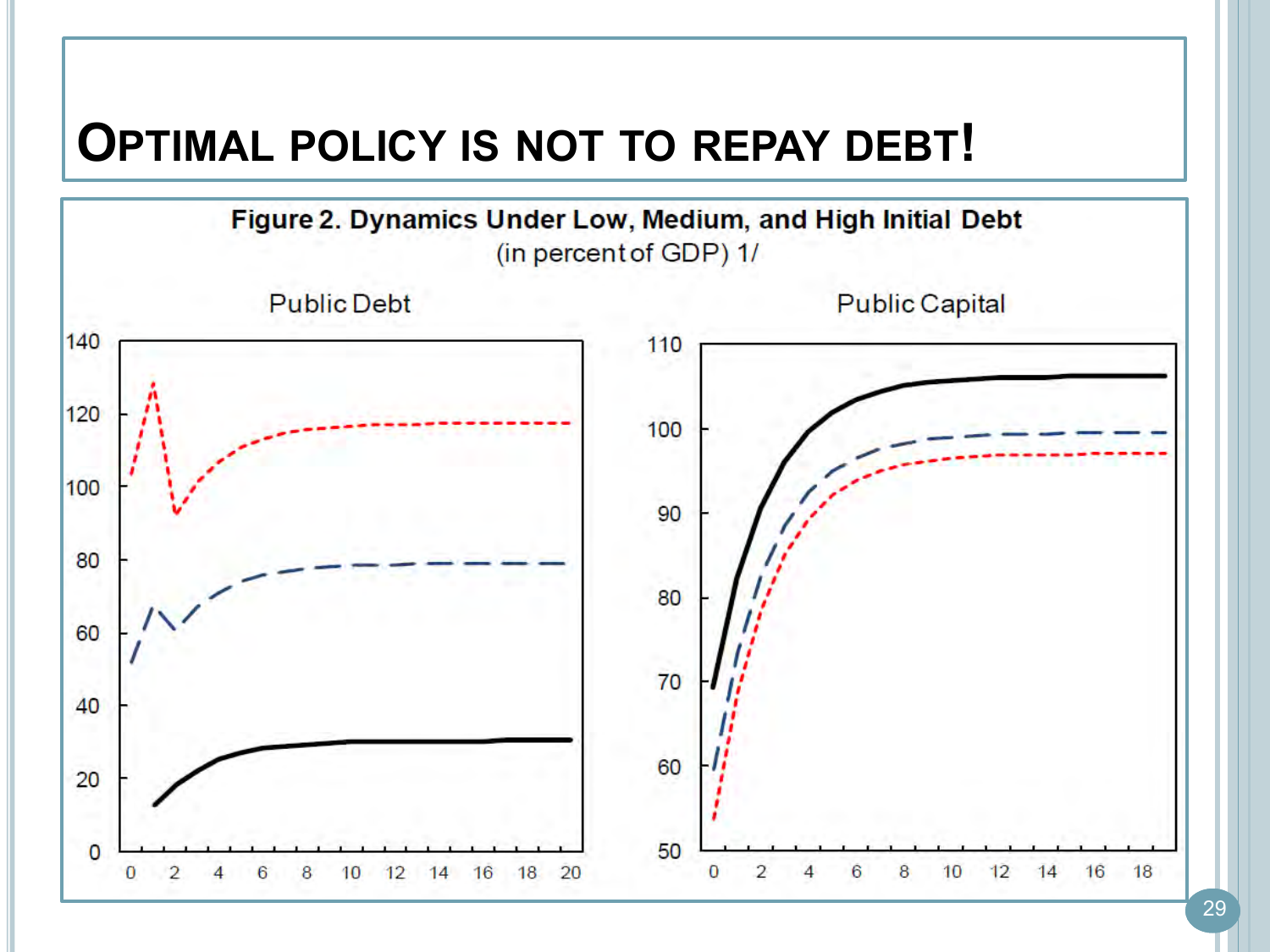# OPTIMAL POLICY IS NOT TO REPAY DEBT!

**Figure 2. Dynamics Under Low, Medium, and High Initial Debt**

(in percent of GDP) 1/

Public Debt

140
120
100
80
60
40
20
0

0 2 4 6 8 10 12 14 16 18 20

Public Capital

110
100
90
80
70
60
50

0 2 4 6 8 10 12 14 16 18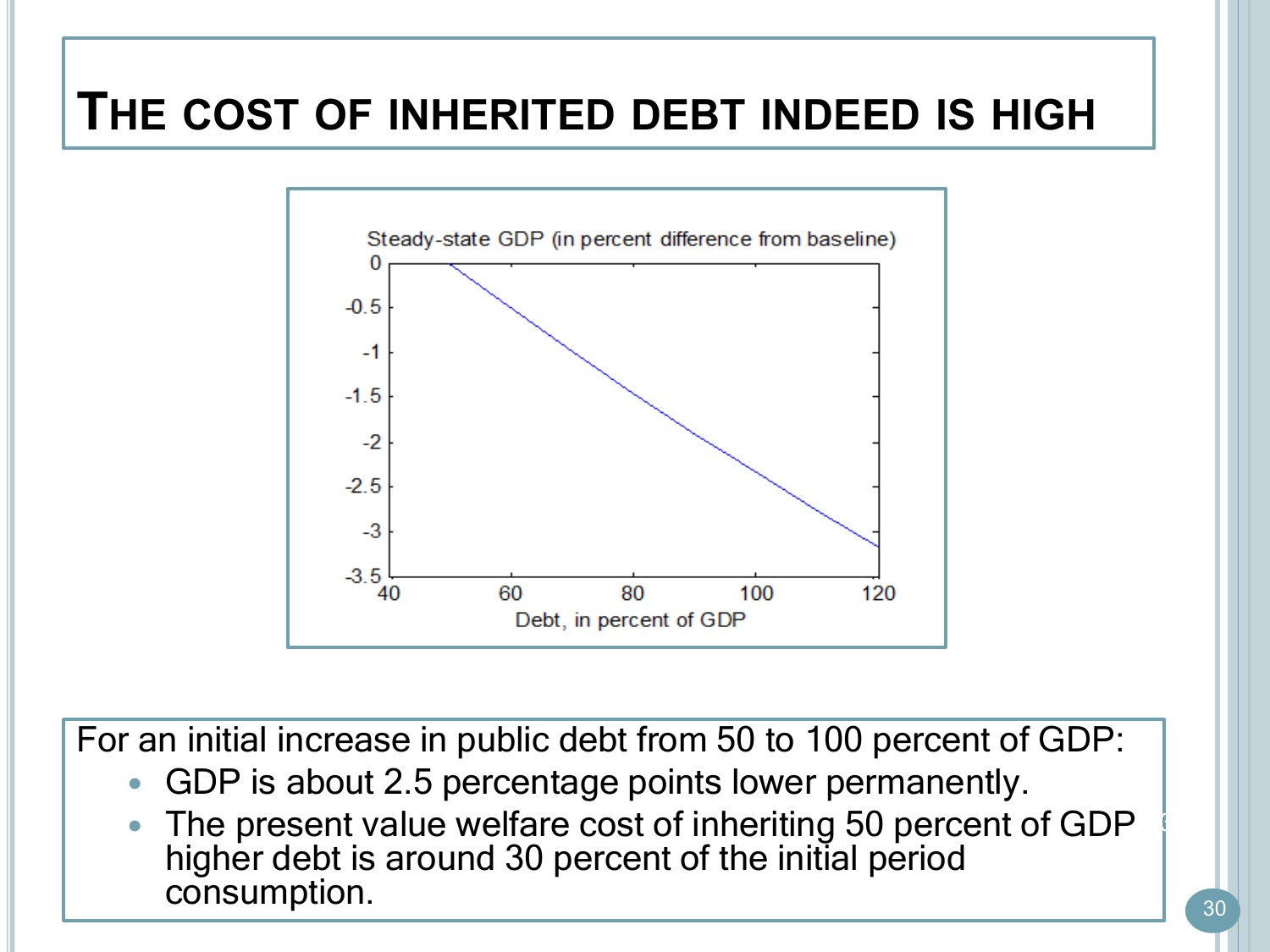# The cost of inherited debt indeed is high

Steady-state GDP (in percent difference from baseline)

0
-0.5
-1
-1.5
-2
-2.5
-3
-3.5

40 60 80 100 120

Debt, in percent of GDP

For an initial increase in public debt from 50 to 100 percent of GDP:

- GDP is about 2.5 percentage points lower permanently.
- The present value welfare cost of inheriting 50 percent of GDP higher debt is around 30 percent of the initial period consumption.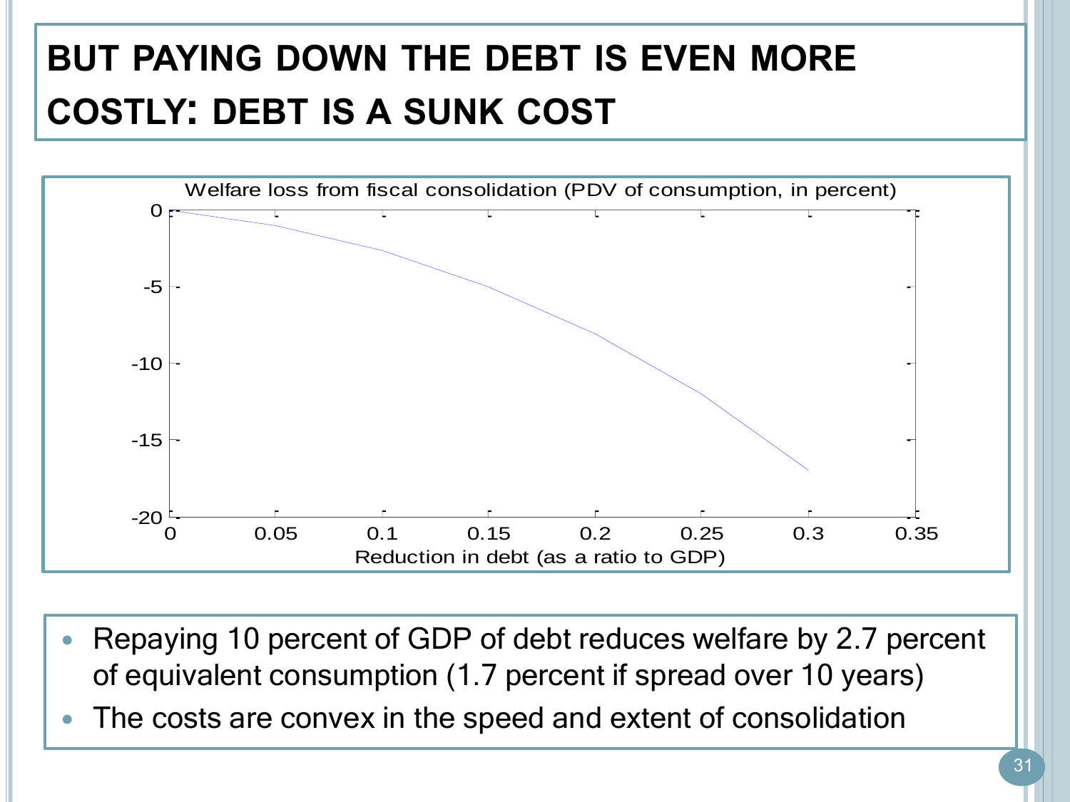# BUT PAYING DOWN THE DEBT IS EVEN MORE COSTLY: DEBT IS A SUNK COST

Welfare loss from fiscal consolidation (PDV of consumption, in percent)

0
-5
-10
-15
-20

0 0.05 0.1 0.15 0.2 0.25 0.3 0.35

Reduction in debt (as a ratio to GDP)

- Repaying 10 percent of GDP of debt reduces welfare by 2.7 percent of equivalent consumption (1.7 percent if spread over 10 years)
- The costs are convex in the speed and extent of consolidation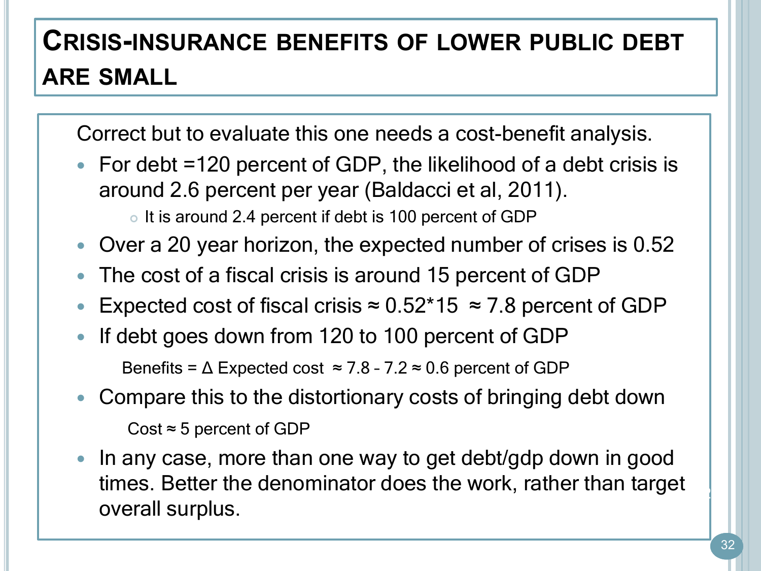# Crisis-insurance benefits of lower public debt are small

Correct but to evaluate this one needs a cost-benefit analysis.

- For debt =120 percent of GDP, the likelihood of a debt crisis is around 2.6 percent per year (Baldacci et al, 2011).
  - It is around 2.4 percent if debt is 100 percent of GDP
- Over a 20 year horizon, the expected number of crises is 0.52
- The cost of a fiscal crisis is around 15 percent of GDP
- Expected cost of fiscal crisis ≈ 0.52*15 ≈ 7.8 percent of GDP
- If debt goes down from 120 to 100 percent of GDP

  Benefits = Δ Expected cost ≈ 7.8 – 7.2 ≈ 0.6 percent of GDP
- Compare this to the distortionary costs of bringing debt down

  Cost ≈ 5 percent of GDP
- In any case, more than one way to get debt/gdp down in good times. Better the denominator does the work, rather than target overall surplus.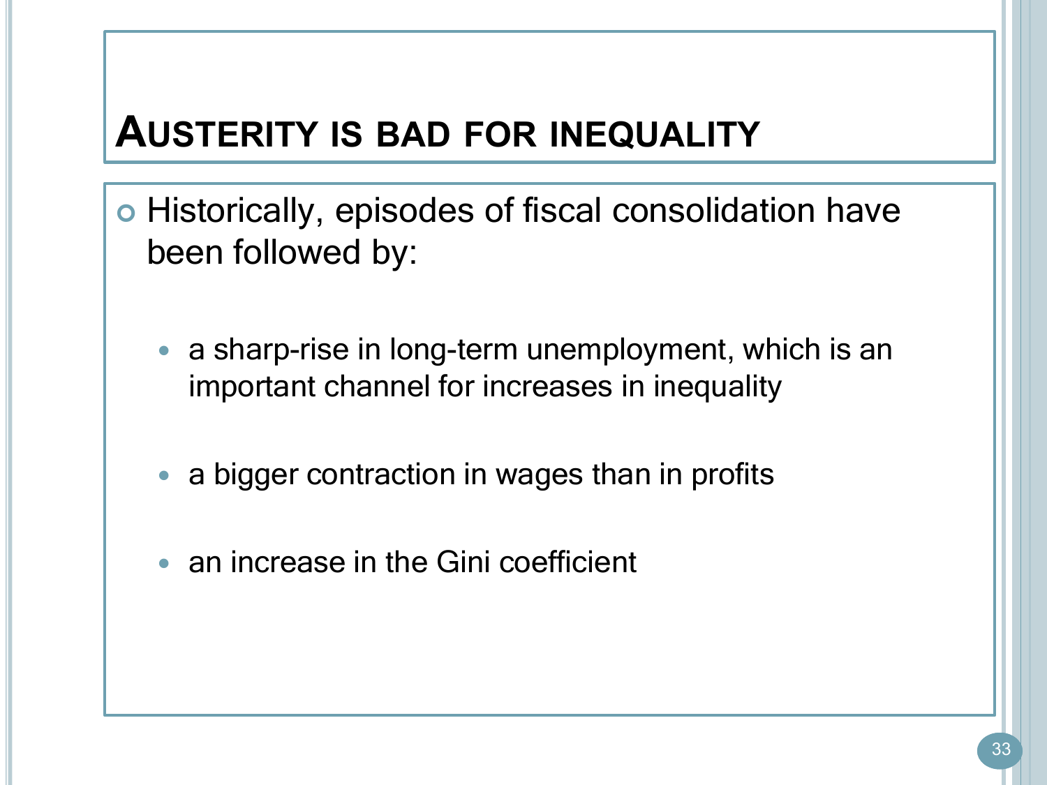# Austerity is bad for inequality

- Historically, episodes of fiscal consolidation have been followed by:
  - a sharp-rise in long-term unemployment, which is an important channel for increases in inequality
  - a bigger contraction in wages than in profits
  - an increase in the Gini coefficient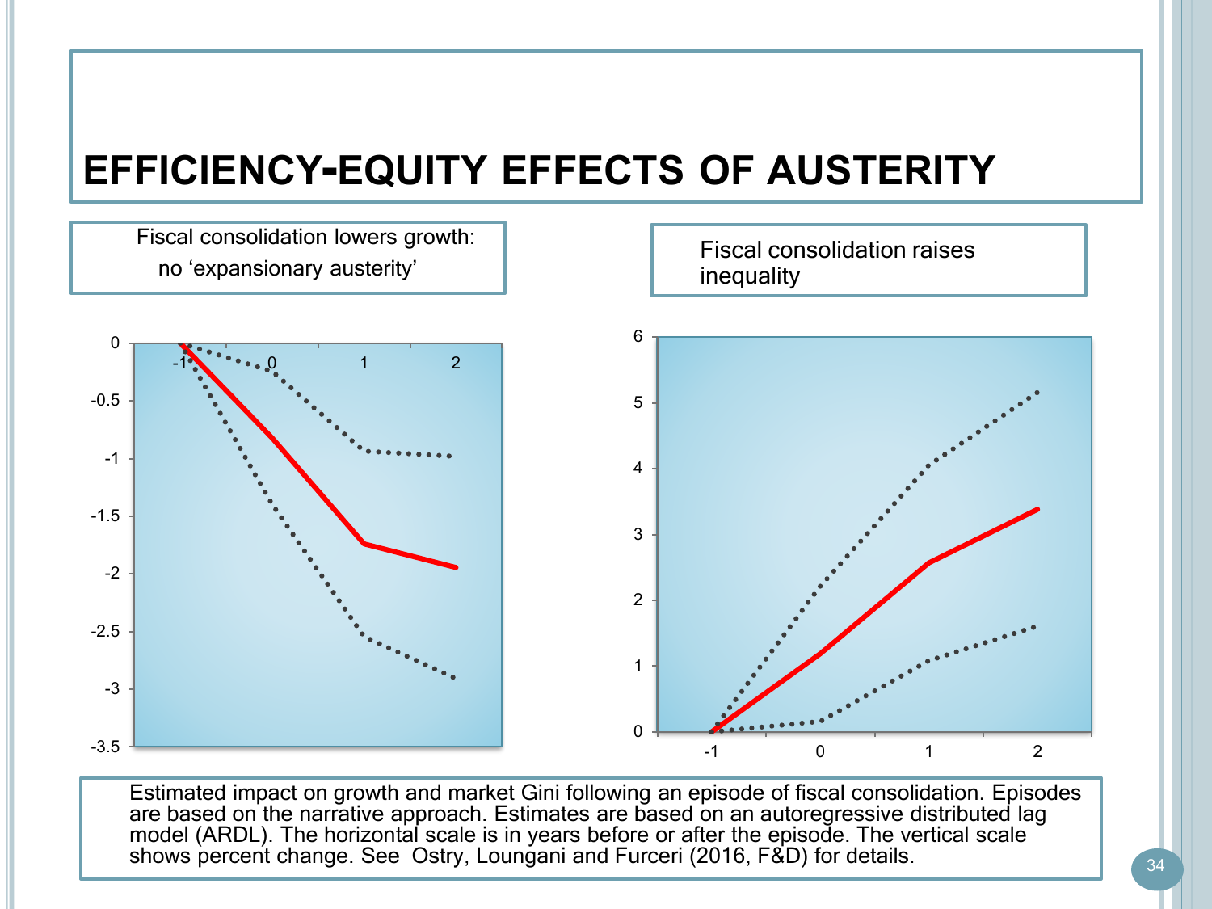# EFFICIENCY-EQUITY EFFECTS OF AUSTERITY

Fiscal consolidation lowers growth: no 'expansionary austerity'

0
-0.5
-1
-1.5
-2
-2.5
-3
-3.5
-1
0
1
2

Fiscal consolidation raises inequality

6
5
4
3
2
1
0
-1
0
1
2

Estimated impact on growth and market Gini following an episode of fiscal consolidation. Episodes are based on the narrative approach. Estimates are based on an autoregressive distributed lag model (ARDL). The horizontal scale is in years before or after the episode. The vertical scale shows percent change. See Ostry, Loungani and Furceri (2016, F&D) for details.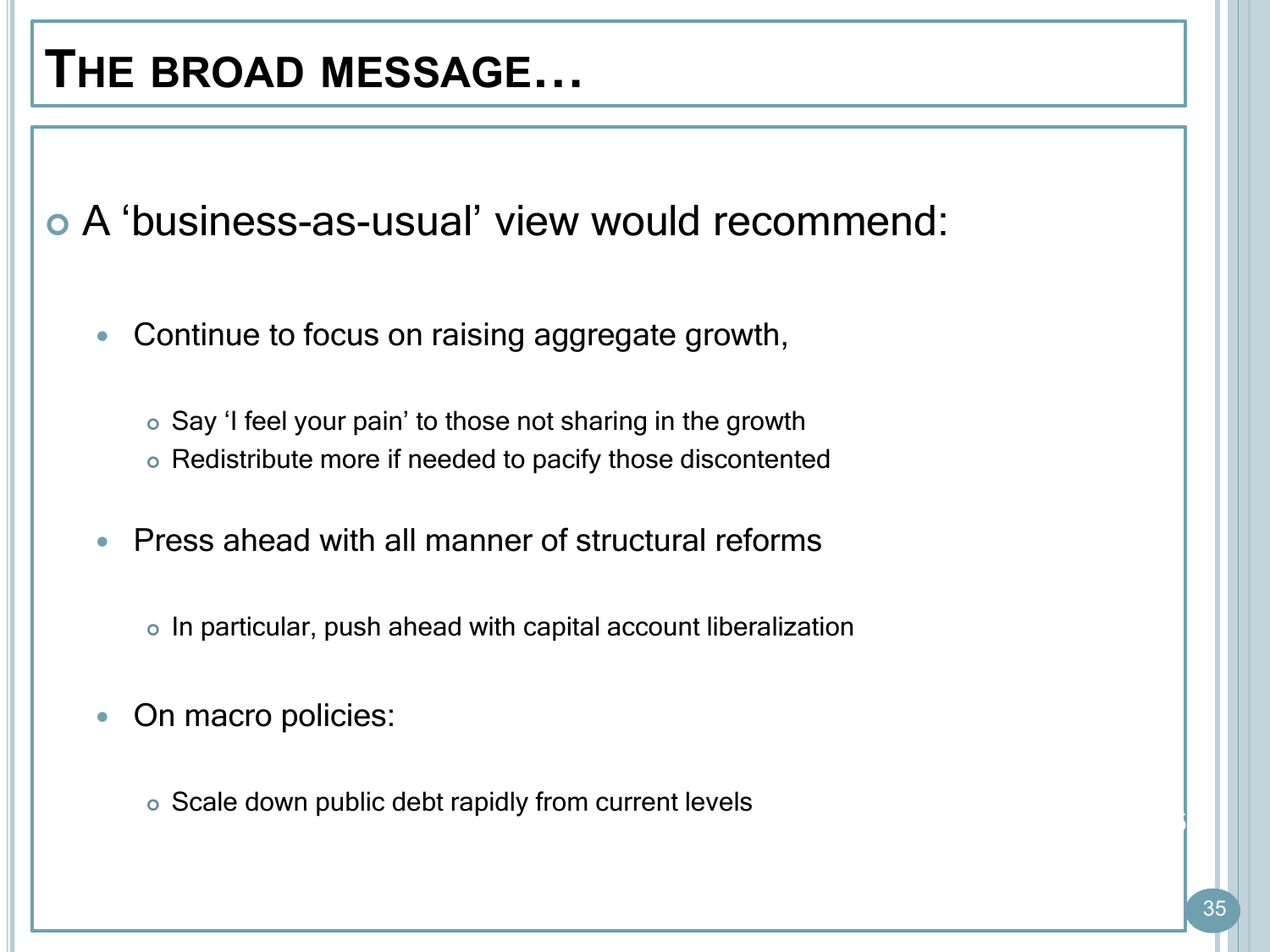# THE BROAD MESSAGE…

- A 'business-as-usual' view would recommend:
  - Continue to focus on raising aggregate growth,
    - Say 'I feel your pain' to those not sharing in the growth
    - Redistribute more if needed to pacify those discontented
  - Press ahead with all manner of structural reforms
    - In particular, push ahead with capital account liberalization
  - On macro policies:
    - Scale down public debt rapidly from current levels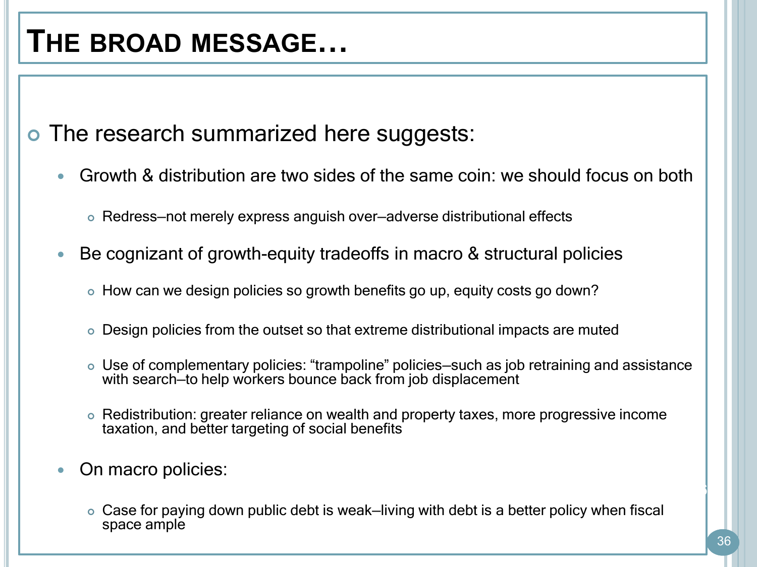# The broad message…

- The research summarized here suggests:
  - Growth & distribution are two sides of the same coin: we should focus on both
    - Redress—not merely express anguish over—adverse distributional effects
  - Be cognizant of growth-equity tradeoffs in macro & structural policies
    - How can we design policies so growth benefits go up, equity costs go down?
    - Design policies from the outset so that extreme distributional impacts are muted
    - Use of complementary policies: “trampoline” policies—such as job retraining and assistance with search—to help workers bounce back from job displacement
    - Redistribution: greater reliance on wealth and property taxes, more progressive income taxation, and better targeting of social benefits
  - On macro policies:
    - Case for paying down public debt is weak—living with debt is a better policy when fiscal space ample